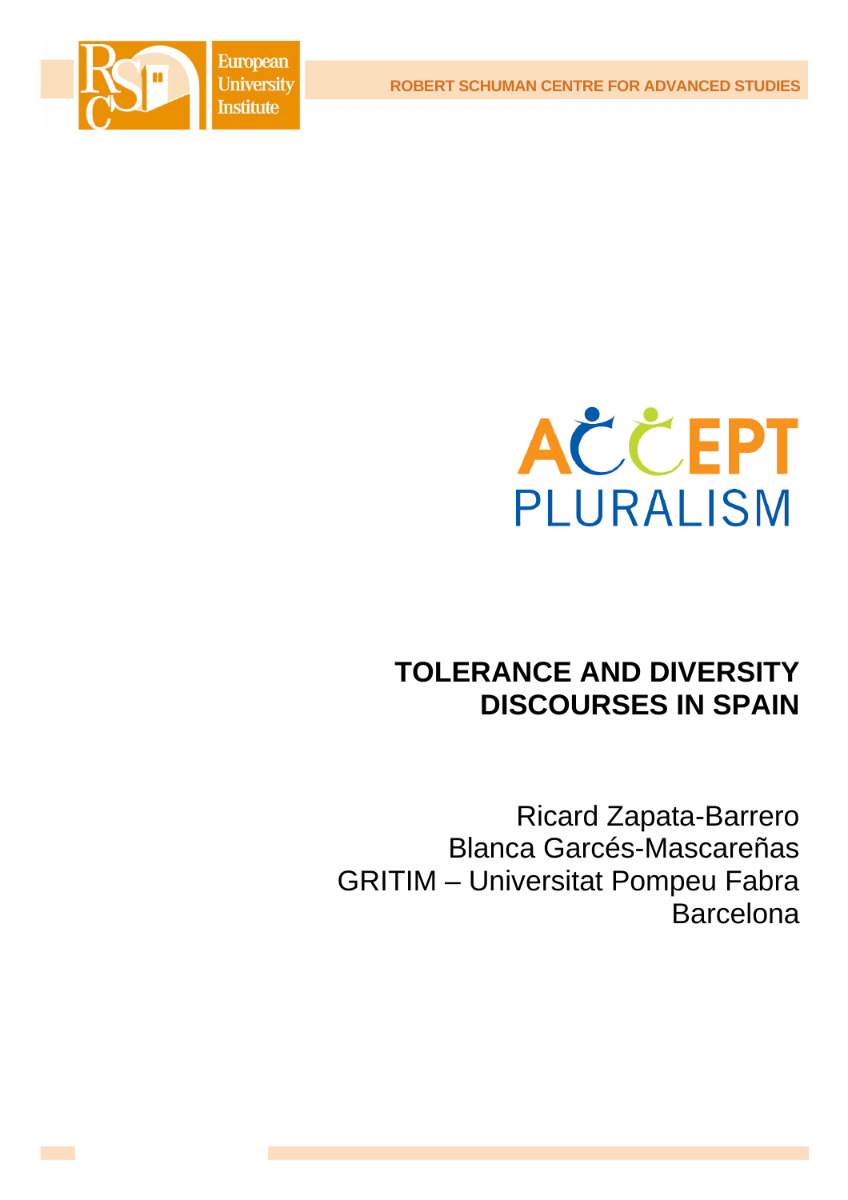ROBERT SCHUMAN CENTRE FOR ADVANCED STUDIES

European University Institute

ACCEPT PLURALISM

# TOLERANCE AND DIVERSITY DISCOURSES IN SPAIN

Ricard Zapata-Barrero
Blanca Garcés-Mascareñas
GRITIM – Universitat Pompeu Fabra
Barcelona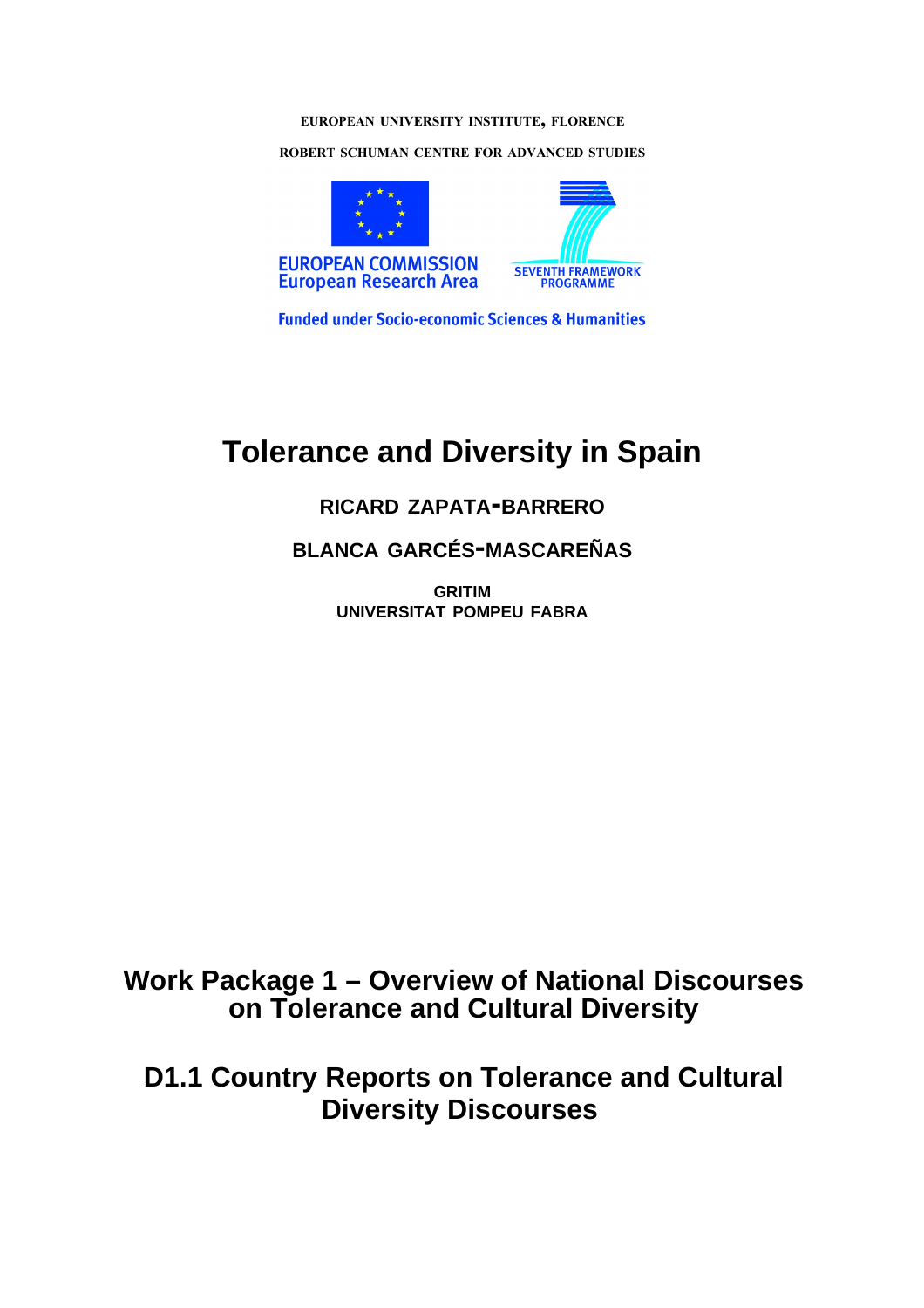EUROPEAN UNIVERSITY INSTITUTE, FLORENCE

ROBERT SCHUMAN CENTRE FOR ADVANCED STUDIES

EUROPEAN COMMISSION
European Research Area

SEVENTH FRAMEWORK PROGRAMME

Funded under Socio-economic Sciences & Humanities

# Tolerance and Diversity in Spain

**RICARD ZAPATA-BARRERO**

**BLANCA GARCÉS-MASCAREÑAS**

**GRITIM**
**UNIVERSITAT POMPEU FABRA**

## Work Package 1 – Overview of National Discourses on Tolerance and Cultural Diversity

## D1.1 Country Reports on Tolerance and Cultural Diversity Discourses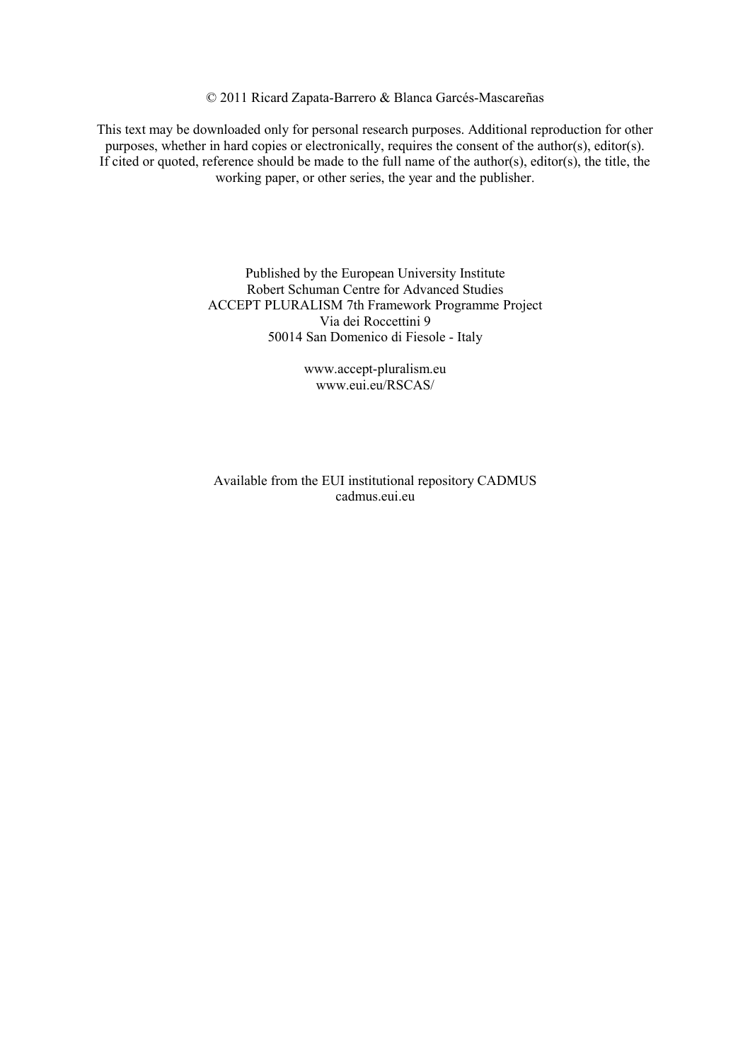© 2011 Ricard Zapata-Barrero & Blanca Garcés-Mascareñas

This text may be downloaded only for personal research purposes. Additional reproduction for other purposes, whether in hard copies or electronically, requires the consent of the author(s), editor(s). If cited or quoted, reference should be made to the full name of the author(s), editor(s), the title, the working paper, or other series, the year and the publisher.

Published by the European University Institute
Robert Schuman Centre for Advanced Studies
ACCEPT PLURALISM 7th Framework Programme Project
Via dei Roccettini 9
50014 San Domenico di Fiesole - Italy

www.accept-pluralism.eu
www.eui.eu/RSCAS/

Available from the EUI institutional repository CADMUS
cadmus.eui.eu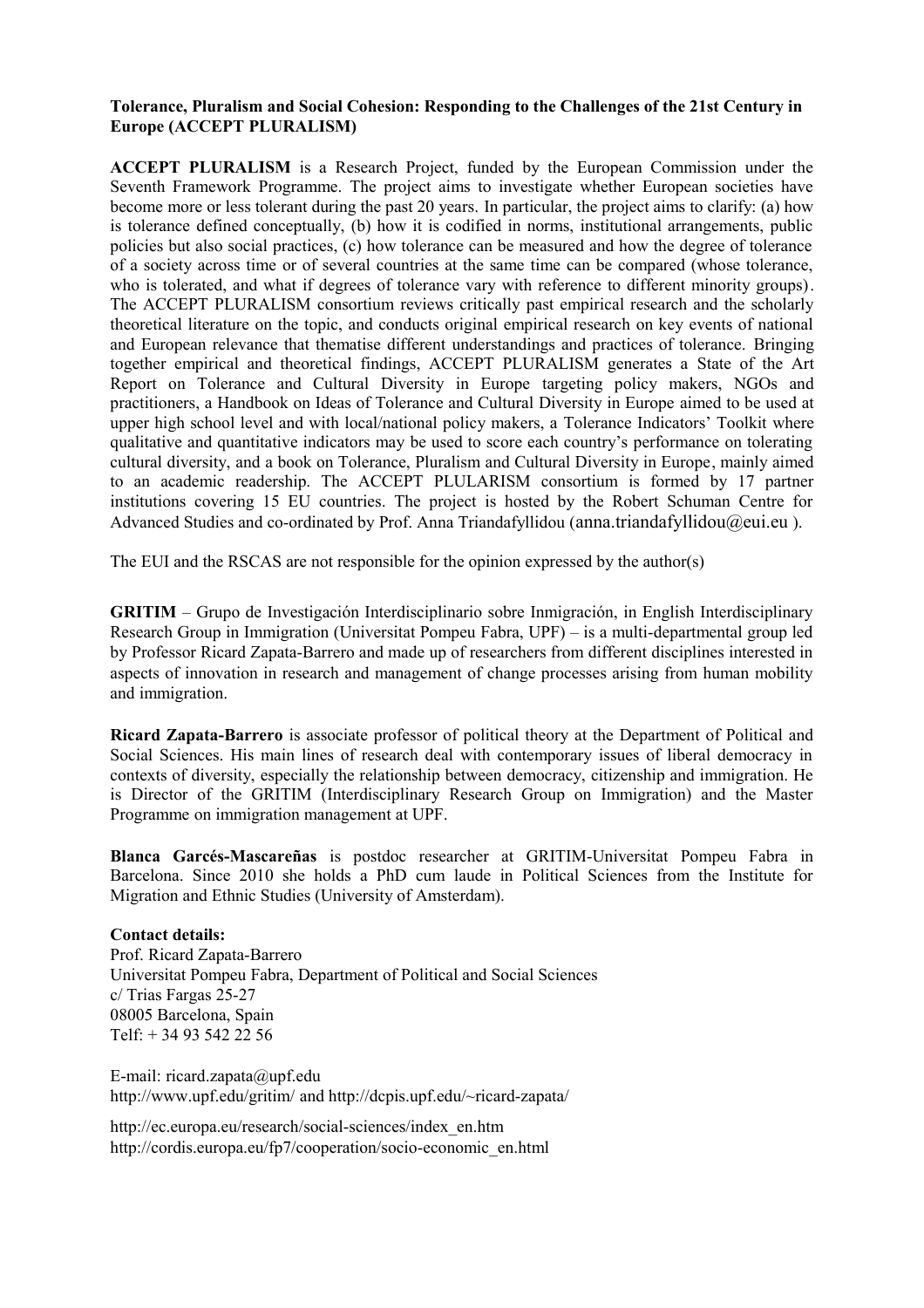**Tolerance, Pluralism and Social Cohesion: Responding to the Challenges of the 21st Century in Europe (ACCEPT PLURALISM)**

**ACCEPT PLURALISM** is a Research Project, funded by the European Commission under the Seventh Framework Programme. The project aims to investigate whether European societies have become more or less tolerant during the past 20 years. In particular, the project aims to clarify: (a) how is tolerance defined conceptually, (b) how it is codified in norms, institutional arrangements, public policies but also social practices, (c) how tolerance can be measured and how the degree of tolerance of a society across time or of several countries at the same time can be compared (whose tolerance, who is tolerated, and what if degrees of tolerance vary with reference to different minority groups). The ACCEPT PLURALISM consortium reviews critically past empirical research and the scholarly theoretical literature on the topic, and conducts original empirical research on key events of national and European relevance that thematise different understandings and practices of tolerance. Bringing together empirical and theoretical findings, ACCEPT PLURALISM generates a State of the Art Report on Tolerance and Cultural Diversity in Europe targeting policy makers, NGOs and practitioners, a Handbook on Ideas of Tolerance and Cultural Diversity in Europe aimed to be used at upper high school level and with local/national policy makers, a Tolerance Indicators' Toolkit where qualitative and quantitative indicators may be used to score each country's performance on tolerating cultural diversity, and a book on Tolerance, Pluralism and Cultural Diversity in Europe, mainly aimed to an academic readership. The ACCEPT PLULARISM consortium is formed by 17 partner institutions covering 15 EU countries. The project is hosted by the Robert Schuman Centre for Advanced Studies and co-ordinated by Prof. Anna Triandafyllidou (anna.triandafyllidou@eui.eu ).

The EUI and the RSCAS are not responsible for the opinion expressed by the author(s)

**GRITIM** – Grupo de Investigación Interdisciplinario sobre Inmigración, in English Interdisciplinary Research Group in Immigration (Universitat Pompeu Fabra, UPF) – is a multi-departmental group led by Professor Ricard Zapata-Barrero and made up of researchers from different disciplines interested in aspects of innovation in research and management of change processes arising from human mobility and immigration.

**Ricard Zapata-Barrero** is associate professor of political theory at the Department of Political and Social Sciences. His main lines of research deal with contemporary issues of liberal democracy in contexts of diversity, especially the relationship between democracy, citizenship and immigration. He is Director of the GRITIM (Interdisciplinary Research Group on Immigration) and the Master Programme on immigration management at UPF.

**Blanca Garcés-Mascareñas** is postdoc researcher at GRITIM-Universitat Pompeu Fabra in Barcelona. Since 2010 she holds a PhD cum laude in Political Sciences from the Institute for Migration and Ethnic Studies (University of Amsterdam).

**Contact details:**
Prof. Ricard Zapata-Barrero
Universitat Pompeu Fabra, Department of Political and Social Sciences
c/ Trias Fargas 25-27
08005 Barcelona, Spain
Telf: + 34 93 542 22 56

E-mail: ricard.zapata@upf.edu
http://www.upf.edu/gritim/ and http://dcpis.upf.edu/~ricard-zapata/

http://ec.europa.eu/research/social-sciences/index_en.htm
http://cordis.europa.eu/fp7/cooperation/socio-economic_en.html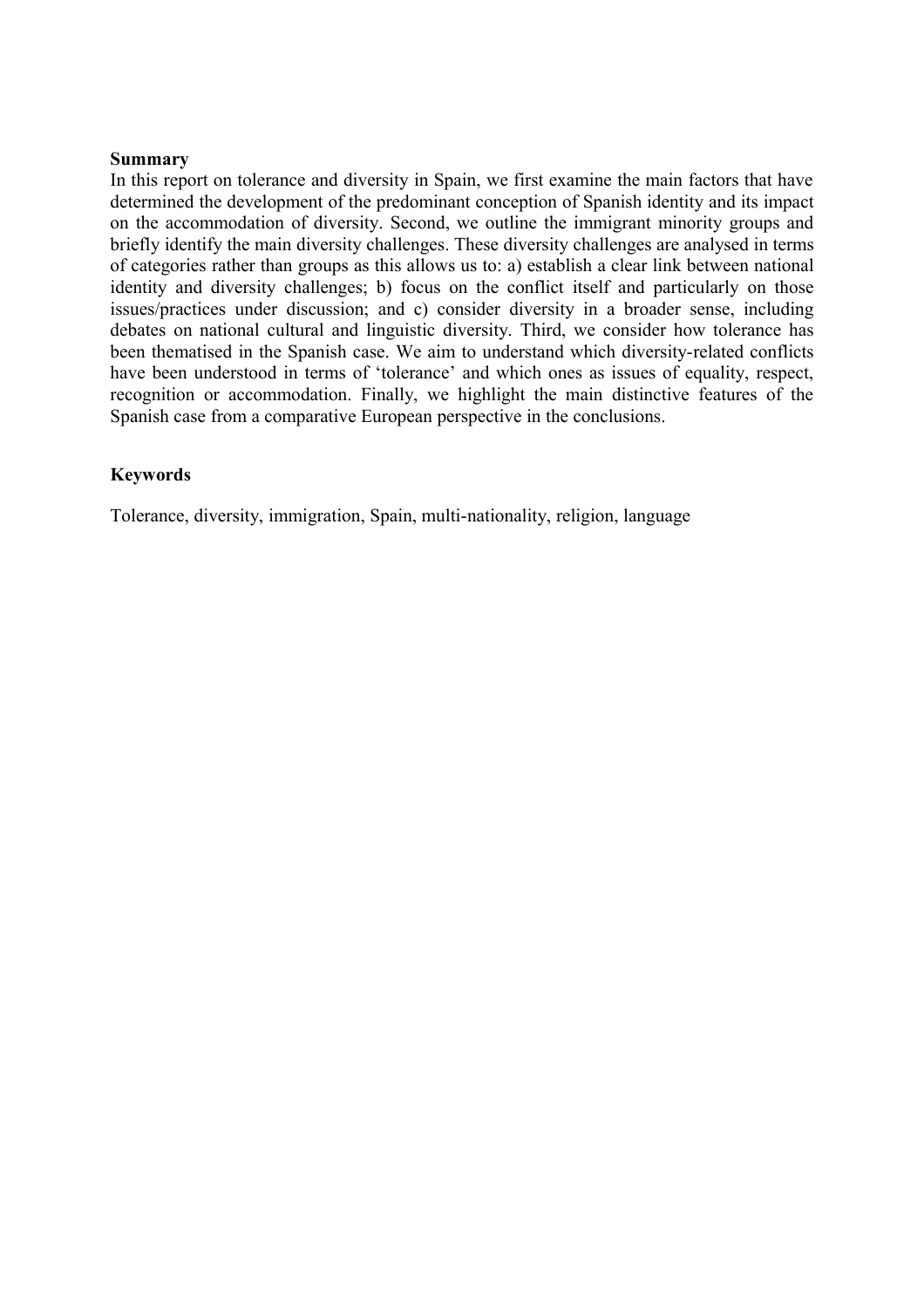**Summary**

In this report on tolerance and diversity in Spain, we first examine the main factors that have determined the development of the predominant conception of Spanish identity and its impact on the accommodation of diversity. Second, we outline the immigrant minority groups and briefly identify the main diversity challenges. These diversity challenges are analysed in terms of categories rather than groups as this allows us to: a) establish a clear link between national identity and diversity challenges; b) focus on the conflict itself and particularly on those issues/practices under discussion; and c) consider diversity in a broader sense, including debates on national cultural and linguistic diversity. Third, we consider how tolerance has been thematised in the Spanish case. We aim to understand which diversity-related conflicts have been understood in terms of 'tolerance' and which ones as issues of equality, respect, recognition or accommodation. Finally, we highlight the main distinctive features of the Spanish case from a comparative European perspective in the conclusions.

**Keywords**

Tolerance, diversity, immigration, Spain, multi-nationality, religion, language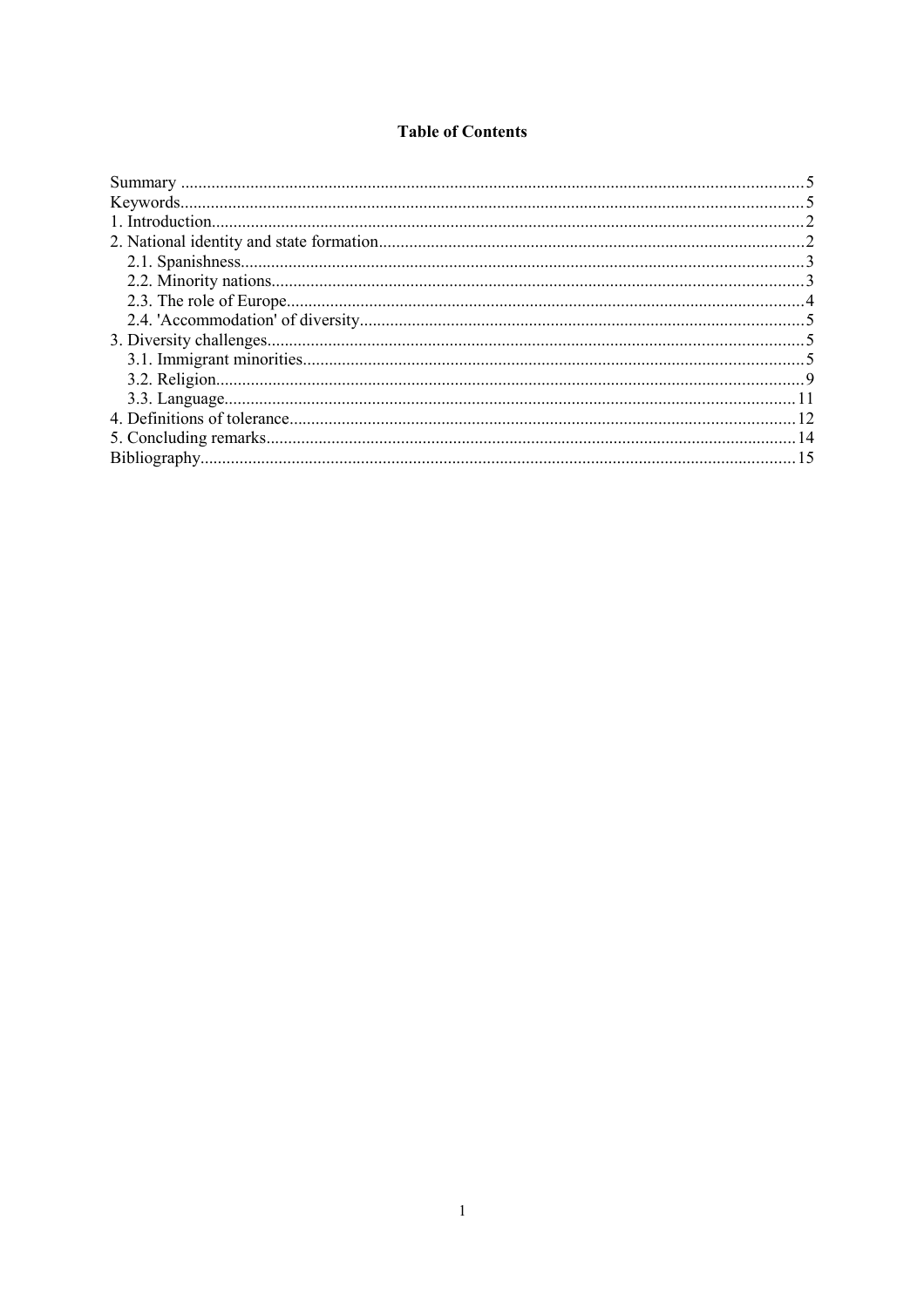**Table of Contents**

Summary .....5
Keywords.....5
1. Introduction.....2
2. National identity and state formation.....2
  2.1. Spanishness.....3
  2.2. Minority nations.....3
  2.3. The role of Europe.....4
  2.4. 'Accommodation' of diversity.....5
3. Diversity challenges.....5
  3.1. Immigrant minorities.....5
  3.2. Religion.....9
  3.3. Language.....11
4. Definitions of tolerance.....12
5. Concluding remarks.....14
Bibliography.....15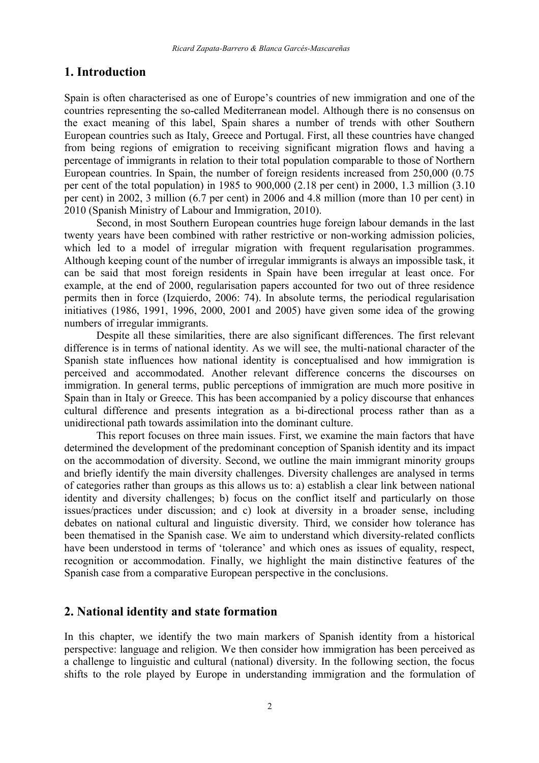## 1. Introduction

Spain is often characterised as one of Europe's countries of new immigration and one of the countries representing the so-called Mediterranean model. Although there is no consensus on the exact meaning of this label, Spain shares a number of trends with other Southern European countries such as Italy, Greece and Portugal. First, all these countries have changed from being regions of emigration to receiving significant migration flows and having a percentage of immigrants in relation to their total population comparable to those of Northern European countries. In Spain, the number of foreign residents increased from 250,000 (0.75 per cent of the total population) in 1985 to 900,000 (2.18 per cent) in 2000, 1.3 million (3.10 per cent) in 2002, 3 million (6.7 per cent) in 2006 and 4.8 million (more than 10 per cent) in 2010 (Spanish Ministry of Labour and Immigration, 2010).

Second, in most Southern European countries huge foreign labour demands in the last twenty years have been combined with rather restrictive or non-working admission policies, which led to a model of irregular migration with frequent regularisation programmes. Although keeping count of the number of irregular immigrants is always an impossible task, it can be said that most foreign residents in Spain have been irregular at least once. For example, at the end of 2000, regularisation papers accounted for two out of three residence permits then in force (Izquierdo, 2006: 74). In absolute terms, the periodical regularisation initiatives (1986, 1991, 1996, 2000, 2001 and 2005) have given some idea of the growing numbers of irregular immigrants.

Despite all these similarities, there are also significant differences. The first relevant difference is in terms of national identity. As we will see, the multi-national character of the Spanish state influences how national identity is conceptualised and how immigration is perceived and accommodated. Another relevant difference concerns the discourses on immigration. In general terms, public perceptions of immigration are much more positive in Spain than in Italy or Greece. This has been accompanied by a policy discourse that enhances cultural difference and presents integration as a bi-directional process rather than as a unidirectional path towards assimilation into the dominant culture.

This report focuses on three main issues. First, we examine the main factors that have determined the development of the predominant conception of Spanish identity and its impact on the accommodation of diversity. Second, we outline the main immigrant minority groups and briefly identify the main diversity challenges. Diversity challenges are analysed in terms of categories rather than groups as this allows us to: a) establish a clear link between national identity and diversity challenges; b) focus on the conflict itself and particularly on those issues/practices under discussion; and c) look at diversity in a broader sense, including debates on national cultural and linguistic diversity. Third, we consider how tolerance has been thematised in the Spanish case. We aim to understand which diversity-related conflicts have been understood in terms of 'tolerance' and which ones as issues of equality, respect, recognition or accommodation. Finally, we highlight the main distinctive features of the Spanish case from a comparative European perspective in the conclusions.

## 2. National identity and state formation

In this chapter, we identify the two main markers of Spanish identity from a historical perspective: language and religion. We then consider how immigration has been perceived as a challenge to linguistic and cultural (national) diversity. In the following section, the focus shifts to the role played by Europe in understanding immigration and the formulation of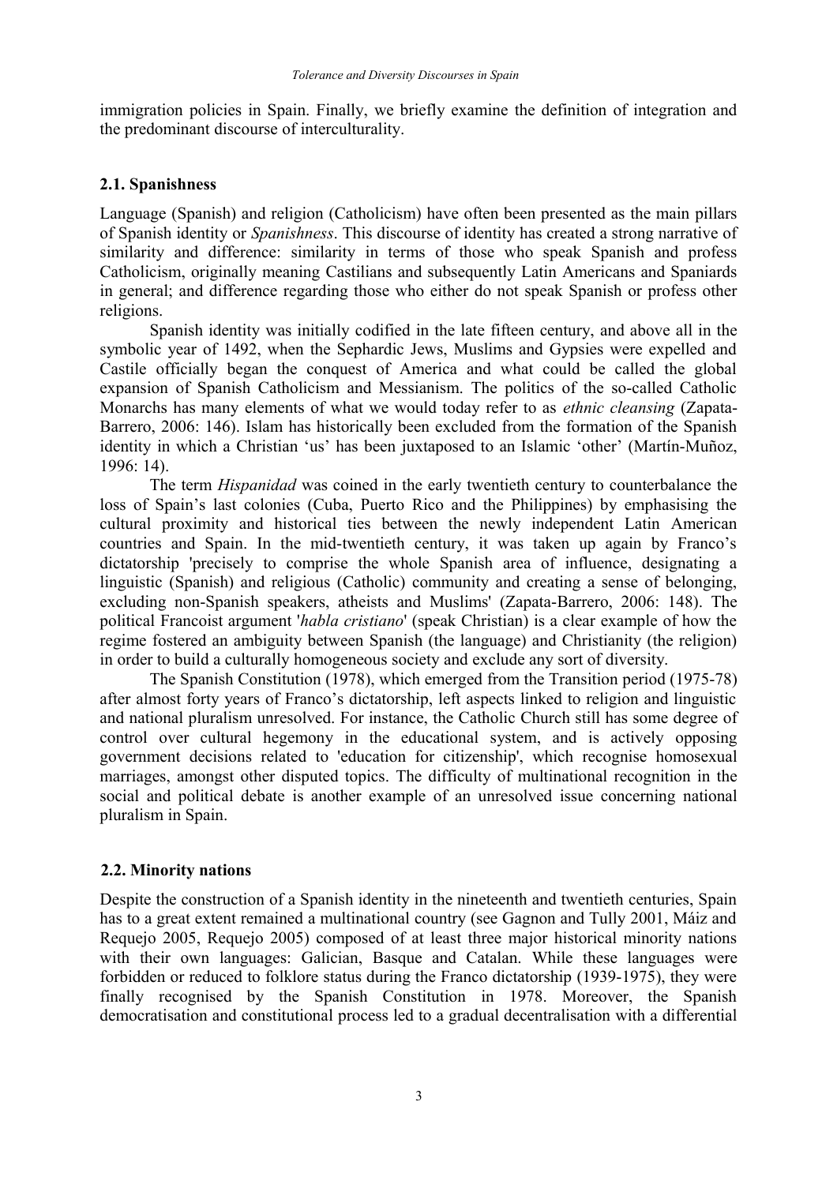immigration policies in Spain. Finally, we briefly examine the definition of integration and the predominant discourse of interculturality.

### 2.1. Spanishness

Language (Spanish) and religion (Catholicism) have often been presented as the main pillars of Spanish identity or *Spanishness*. This discourse of identity has created a strong narrative of similarity and difference: similarity in terms of those who speak Spanish and profess Catholicism, originally meaning Castilians and subsequently Latin Americans and Spaniards in general; and difference regarding those who either do not speak Spanish or profess other religions.

Spanish identity was initially codified in the late fifteen century, and above all in the symbolic year of 1492, when the Sephardic Jews, Muslims and Gypsies were expelled and Castile officially began the conquest of America and what could be called the global expansion of Spanish Catholicism and Messianism. The politics of the so-called Catholic Monarchs has many elements of what we would today refer to as *ethnic cleansing* (Zapata-Barrero, 2006: 146). Islam has historically been excluded from the formation of the Spanish identity in which a Christian 'us' has been juxtaposed to an Islamic 'other' (Martín-Muñoz, 1996: 14).

The term *Hispanidad* was coined in the early twentieth century to counterbalance the loss of Spain's last colonies (Cuba, Puerto Rico and the Philippines) by emphasising the cultural proximity and historical ties between the newly independent Latin American countries and Spain. In the mid-twentieth century, it was taken up again by Franco's dictatorship 'precisely to comprise the whole Spanish area of influence, designating a linguistic (Spanish) and religious (Catholic) community and creating a sense of belonging, excluding non-Spanish speakers, atheists and Muslims' (Zapata-Barrero, 2006: 148). The political Francoist argument '*habla cristiano*' (speak Christian) is a clear example of how the regime fostered an ambiguity between Spanish (the language) and Christianity (the religion) in order to build a culturally homogeneous society and exclude any sort of diversity.

The Spanish Constitution (1978), which emerged from the Transition period (1975-78) after almost forty years of Franco's dictatorship, left aspects linked to religion and linguistic and national pluralism unresolved. For instance, the Catholic Church still has some degree of control over cultural hegemony in the educational system, and is actively opposing government decisions related to 'education for citizenship', which recognise homosexual marriages, amongst other disputed topics. The difficulty of multinational recognition in the social and political debate is another example of an unresolved issue concerning national pluralism in Spain.

### 2.2. Minority nations

Despite the construction of a Spanish identity in the nineteenth and twentieth centuries, Spain has to a great extent remained a multinational country (see Gagnon and Tully 2001, Máiz and Requejo 2005, Requejo 2005) composed of at least three major historical minority nations with their own languages: Galician, Basque and Catalan. While these languages were forbidden or reduced to folklore status during the Franco dictatorship (1939-1975), they were finally recognised by the Spanish Constitution in 1978. Moreover, the Spanish democratisation and constitutional process led to a gradual decentralisation with a differential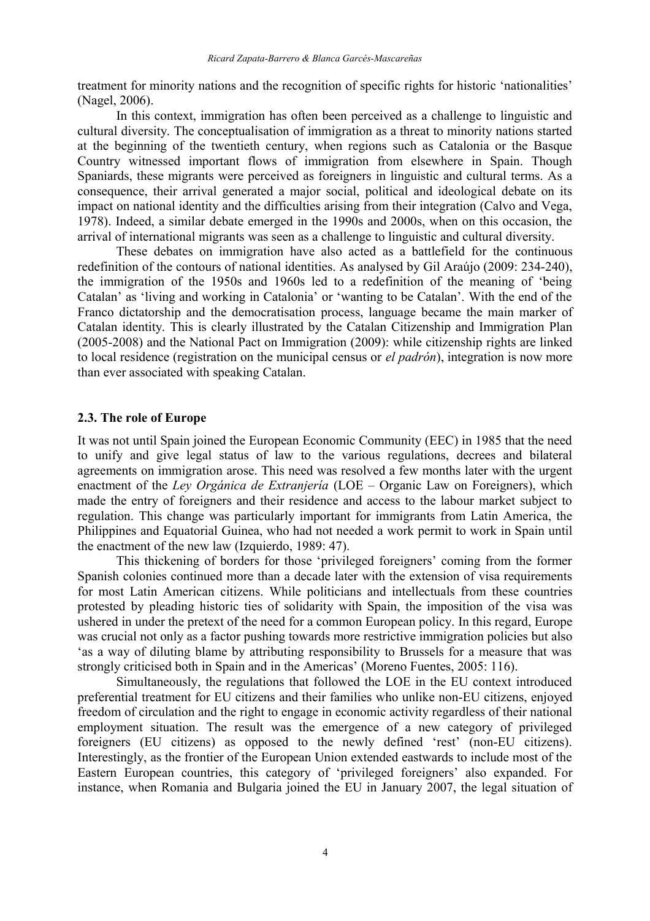treatment for minority nations and the recognition of specific rights for historic 'nationalities' (Nagel, 2006).

In this context, immigration has often been perceived as a challenge to linguistic and cultural diversity. The conceptualisation of immigration as a threat to minority nations started at the beginning of the twentieth century, when regions such as Catalonia or the Basque Country witnessed important flows of immigration from elsewhere in Spain. Though Spaniards, these migrants were perceived as foreigners in linguistic and cultural terms. As a consequence, their arrival generated a major social, political and ideological debate on its impact on national identity and the difficulties arising from their integration (Calvo and Vega, 1978). Indeed, a similar debate emerged in the 1990s and 2000s, when on this occasion, the arrival of international migrants was seen as a challenge to linguistic and cultural diversity.

These debates on immigration have also acted as a battlefield for the continuous redefinition of the contours of national identities. As analysed by Gil Araújo (2009: 234-240), the immigration of the 1950s and 1960s led to a redefinition of the meaning of 'being Catalan' as 'living and working in Catalonia' or 'wanting to be Catalan'. With the end of the Franco dictatorship and the democratisation process, language became the main marker of Catalan identity. This is clearly illustrated by the Catalan Citizenship and Immigration Plan (2005-2008) and the National Pact on Immigration (2009): while citizenship rights are linked to local residence (registration on the municipal census or *el padrón*), integration is now more than ever associated with speaking Catalan.

### 2.3. The role of Europe

It was not until Spain joined the European Economic Community (EEC) in 1985 that the need to unify and give legal status of law to the various regulations, decrees and bilateral agreements on immigration arose. This need was resolved a few months later with the urgent enactment of the *Ley Orgánica de Extranjería* (LOE – Organic Law on Foreigners), which made the entry of foreigners and their residence and access to the labour market subject to regulation. This change was particularly important for immigrants from Latin America, the Philippines and Equatorial Guinea, who had not needed a work permit to work in Spain until the enactment of the new law (Izquierdo, 1989: 47).

This thickening of borders for those 'privileged foreigners' coming from the former Spanish colonies continued more than a decade later with the extension of visa requirements for most Latin American citizens. While politicians and intellectuals from these countries protested by pleading historic ties of solidarity with Spain, the imposition of the visa was ushered in under the pretext of the need for a common European policy. In this regard, Europe was crucial not only as a factor pushing towards more restrictive immigration policies but also 'as a way of diluting blame by attributing responsibility to Brussels for a measure that was strongly criticised both in Spain and in the Americas' (Moreno Fuentes, 2005: 116).

Simultaneously, the regulations that followed the LOE in the EU context introduced preferential treatment for EU citizens and their families who unlike non-EU citizens, enjoyed freedom of circulation and the right to engage in economic activity regardless of their national employment situation. The result was the emergence of a new category of privileged foreigners (EU citizens) as opposed to the newly defined 'rest' (non-EU citizens). Interestingly, as the frontier of the European Union extended eastwards to include most of the Eastern European countries, this category of 'privileged foreigners' also expanded. For instance, when Romania and Bulgaria joined the EU in January 2007, the legal situation of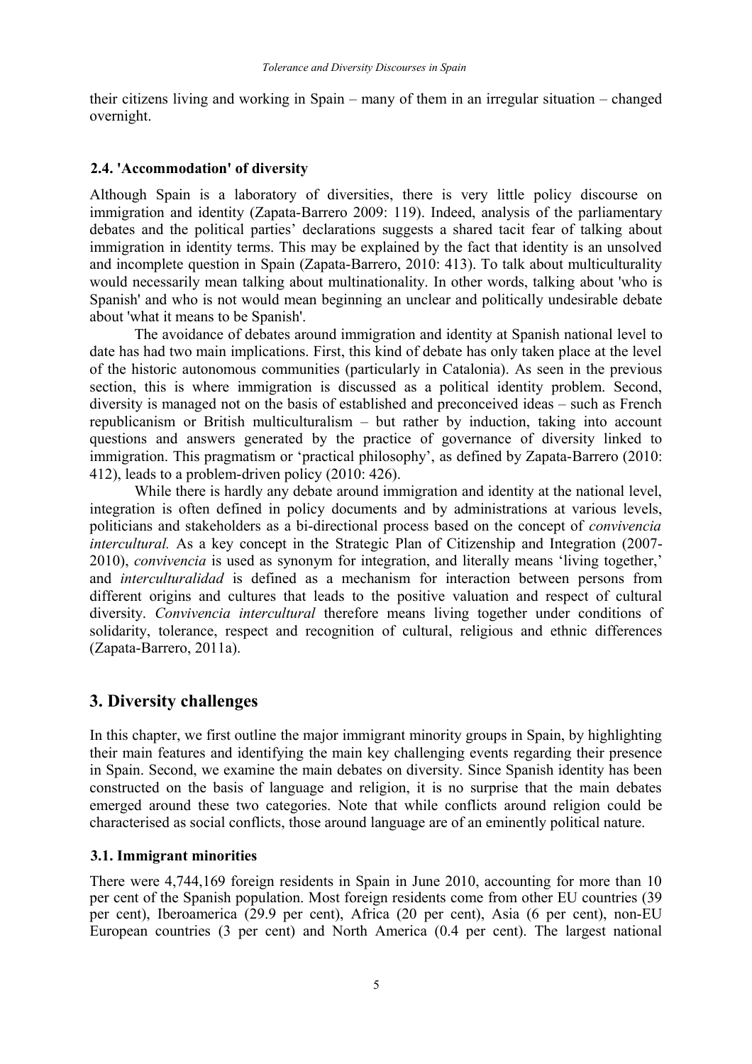their citizens living and working in Spain – many of them in an irregular situation – changed overnight.

### 2.4. 'Accommodation' of diversity

Although Spain is a laboratory of diversities, there is very little policy discourse on immigration and identity (Zapata-Barrero 2009: 119). Indeed, analysis of the parliamentary debates and the political parties' declarations suggests a shared tacit fear of talking about immigration in identity terms. This may be explained by the fact that identity is an unsolved and incomplete question in Spain (Zapata-Barrero, 2010: 413). To talk about multiculturality would necessarily mean talking about multinationality. In other words, talking about 'who is Spanish' and who is not would mean beginning an unclear and politically undesirable debate about 'what it means to be Spanish'.

The avoidance of debates around immigration and identity at Spanish national level to date has had two main implications. First, this kind of debate has only taken place at the level of the historic autonomous communities (particularly in Catalonia). As seen in the previous section, this is where immigration is discussed as a political identity problem. Second, diversity is managed not on the basis of established and preconceived ideas – such as French republicanism or British multiculturalism – but rather by induction, taking into account questions and answers generated by the practice of governance of diversity linked to immigration. This pragmatism or 'practical philosophy', as defined by Zapata-Barrero (2010: 412), leads to a problem-driven policy (2010: 426).

While there is hardly any debate around immigration and identity at the national level, integration is often defined in policy documents and by administrations at various levels, politicians and stakeholders as a bi-directional process based on the concept of *convivencia intercultural.* As a key concept in the Strategic Plan of Citizenship and Integration (2007-2010), *convivencia* is used as synonym for integration, and literally means 'living together,' and *interculturalidad* is defined as a mechanism for interaction between persons from different origins and cultures that leads to the positive valuation and respect of cultural diversity. *Convivencia intercultural* therefore means living together under conditions of solidarity, tolerance, respect and recognition of cultural, religious and ethnic differences (Zapata-Barrero, 2011a).

## 3. Diversity challenges

In this chapter, we first outline the major immigrant minority groups in Spain, by highlighting their main features and identifying the main key challenging events regarding their presence in Spain. Second, we examine the main debates on diversity. Since Spanish identity has been constructed on the basis of language and religion, it is no surprise that the main debates emerged around these two categories. Note that while conflicts around religion could be characterised as social conflicts, those around language are of an eminently political nature.

### 3.1. Immigrant minorities

There were 4,744,169 foreign residents in Spain in June 2010, accounting for more than 10 per cent of the Spanish population. Most foreign residents come from other EU countries (39 per cent), Iberoamerica (29.9 per cent), Africa (20 per cent), Asia (6 per cent), non-EU European countries (3 per cent) and North America (0.4 per cent). The largest national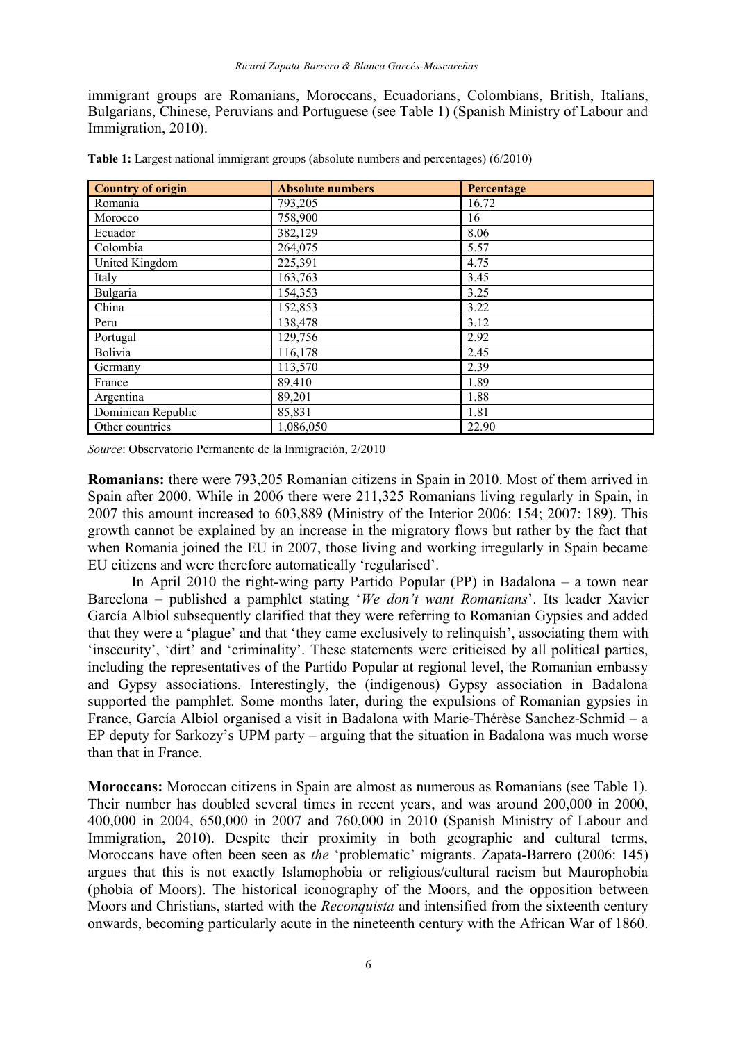immigrant groups are Romanians, Moroccans, Ecuadorians, Colombians, British, Italians, Bulgarians, Chinese, Peruvians and Portuguese (see Table 1) (Spanish Ministry of Labour and Immigration, 2010).

**Table 1:** Largest national immigrant groups (absolute numbers and percentages) (6/2010)

| Country of origin | Absolute numbers | Percentage |
|---|---|---|
| Romania | 793,205 | 16.72 |
| Morocco | 758,900 | 16 |
| Ecuador | 382,129 | 8.06 |
| Colombia | 264,075 | 5.57 |
| United Kingdom | 225,391 | 4.75 |
| Italy | 163,763 | 3.45 |
| Bulgaria | 154,353 | 3.25 |
| China | 152,853 | 3.22 |
| Peru | 138,478 | 3.12 |
| Portugal | 129,756 | 2.92 |
| Bolivia | 116,178 | 2.45 |
| Germany | 113,570 | 2.39 |
| France | 89,410 | 1.89 |
| Argentina | 89,201 | 1.88 |
| Dominican Republic | 85,831 | 1.81 |
| Other countries | 1,086,050 | 22.90 |

*Source*: Observatorio Permanente de la Inmigración, 2/2010

**Romanians:** there were 793,205 Romanian citizens in Spain in 2010. Most of them arrived in Spain after 2000. While in 2006 there were 211,325 Romanians living regularly in Spain, in 2007 this amount increased to 603,889 (Ministry of the Interior 2006: 154; 2007: 189). This growth cannot be explained by an increase in the migratory flows but rather by the fact that when Romania joined the EU in 2007, those living and working irregularly in Spain became EU citizens and were therefore automatically 'regularised'.

In April 2010 the right-wing party Partido Popular (PP) in Badalona – a town near Barcelona – published a pamphlet stating '*We don't want Romanians*'. Its leader Xavier García Albiol subsequently clarified that they were referring to Romanian Gypsies and added that they were a 'plague' and that 'they came exclusively to relinquish', associating them with 'insecurity', 'dirt' and 'criminality'. These statements were criticised by all political parties, including the representatives of the Partido Popular at regional level, the Romanian embassy and Gypsy associations. Interestingly, the (indigenous) Gypsy association in Badalona supported the pamphlet. Some months later, during the expulsions of Romanian gypsies in France, García Albiol organised a visit in Badalona with Marie-Thérèse Sanchez-Schmid – a EP deputy for Sarkozy's UPM party – arguing that the situation in Badalona was much worse than that in France.

**Moroccans:** Moroccan citizens in Spain are almost as numerous as Romanians (see Table 1). Their number has doubled several times in recent years, and was around 200,000 in 2000, 400,000 in 2004, 650,000 in 2007 and 760,000 in 2010 (Spanish Ministry of Labour and Immigration, 2010). Despite their proximity in both geographic and cultural terms, Moroccans have often been seen as *the* 'problematic' migrants. Zapata-Barrero (2006: 145) argues that this is not exactly Islamophobia or religious/cultural racism but Maurophobia (phobia of Moors). The historical iconography of the Moors, and the opposition between Moors and Christians, started with the *Reconquista* and intensified from the sixteenth century onwards, becoming particularly acute in the nineteenth century with the African War of 1860.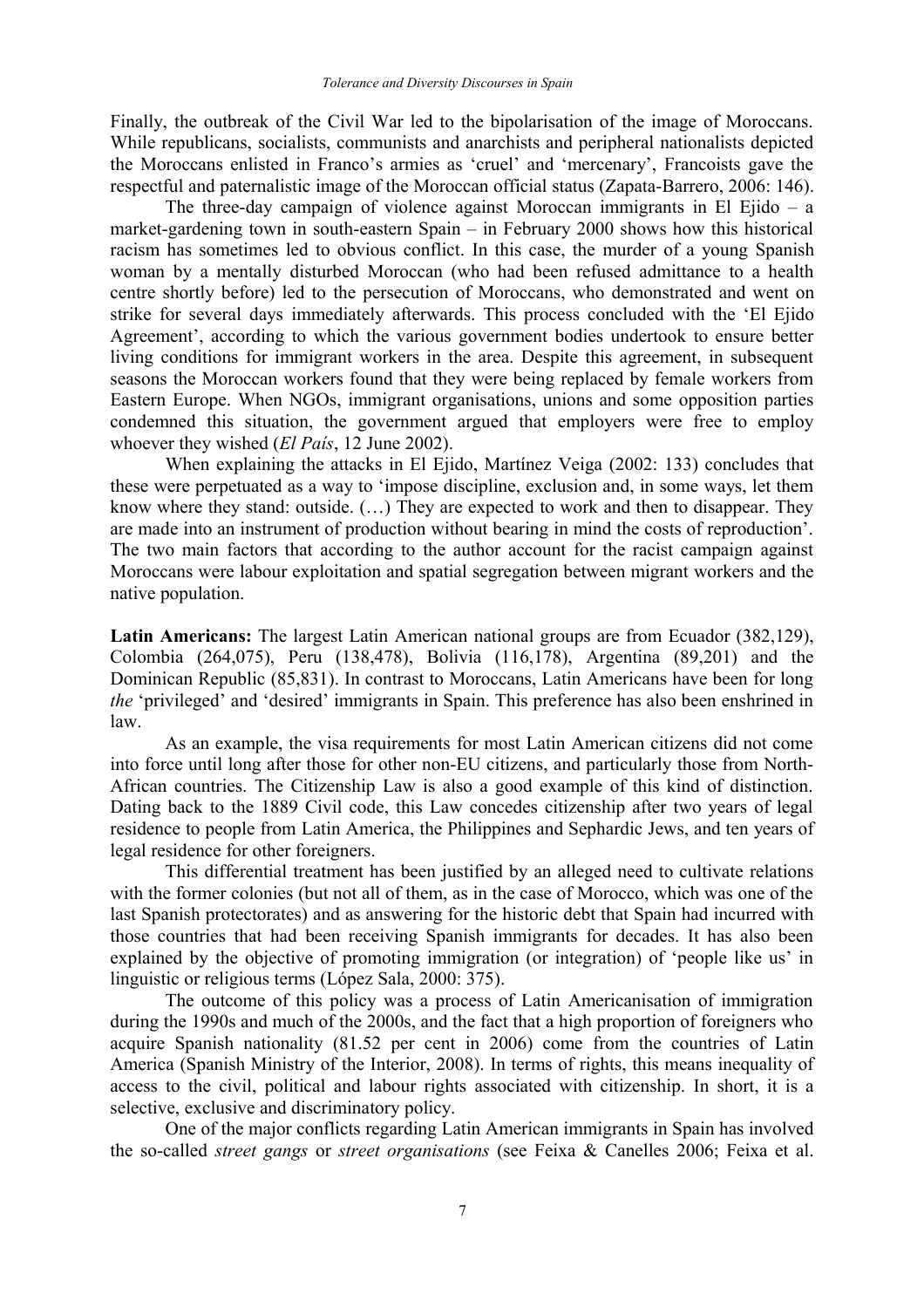Finally, the outbreak of the Civil War led to the bipolarisation of the image of Moroccans. While republicans, socialists, communists and anarchists and peripheral nationalists depicted the Moroccans enlisted in Franco's armies as 'cruel' and 'mercenary', Francoists gave the respectful and paternalistic image of the Moroccan official status (Zapata-Barrero, 2006: 146).

The three-day campaign of violence against Moroccan immigrants in El Ejido – a market-gardening town in south-eastern Spain – in February 2000 shows how this historical racism has sometimes led to obvious conflict. In this case, the murder of a young Spanish woman by a mentally disturbed Moroccan (who had been refused admittance to a health centre shortly before) led to the persecution of Moroccans, who demonstrated and went on strike for several days immediately afterwards. This process concluded with the 'El Ejido Agreement', according to which the various government bodies undertook to ensure better living conditions for immigrant workers in the area. Despite this agreement, in subsequent seasons the Moroccan workers found that they were being replaced by female workers from Eastern Europe. When NGOs, immigrant organisations, unions and some opposition parties condemned this situation, the government argued that employers were free to employ whoever they wished (*El País*, 12 June 2002).

When explaining the attacks in El Ejido, Martínez Veiga (2002: 133) concludes that these were perpetuated as a way to 'impose discipline, exclusion and, in some ways, let them know where they stand: outside. (…) They are expected to work and then to disappear. They are made into an instrument of production without bearing in mind the costs of reproduction'. The two main factors that according to the author account for the racist campaign against Moroccans were labour exploitation and spatial segregation between migrant workers and the native population.

**Latin Americans:** The largest Latin American national groups are from Ecuador (382,129), Colombia (264,075), Peru (138,478), Bolivia (116,178), Argentina (89,201) and the Dominican Republic (85,831). In contrast to Moroccans, Latin Americans have been for long *the* 'privileged' and 'desired' immigrants in Spain. This preference has also been enshrined in law.

As an example, the visa requirements for most Latin American citizens did not come into force until long after those for other non-EU citizens, and particularly those from North-African countries. The Citizenship Law is also a good example of this kind of distinction. Dating back to the 1889 Civil code, this Law concedes citizenship after two years of legal residence to people from Latin America, the Philippines and Sephardic Jews, and ten years of legal residence for other foreigners.

This differential treatment has been justified by an alleged need to cultivate relations with the former colonies (but not all of them, as in the case of Morocco, which was one of the last Spanish protectorates) and as answering for the historic debt that Spain had incurred with those countries that had been receiving Spanish immigrants for decades. It has also been explained by the objective of promoting immigration (or integration) of 'people like us' in linguistic or religious terms (López Sala, 2000: 375).

The outcome of this policy was a process of Latin Americanisation of immigration during the 1990s and much of the 2000s, and the fact that a high proportion of foreigners who acquire Spanish nationality (81.52 per cent in 2006) come from the countries of Latin America (Spanish Ministry of the Interior, 2008). In terms of rights, this means inequality of access to the civil, political and labour rights associated with citizenship. In short, it is a selective, exclusive and discriminatory policy.

One of the major conflicts regarding Latin American immigrants in Spain has involved the so-called *street gangs* or *street organisations* (see Feixa & Canelles 2006; Feixa et al.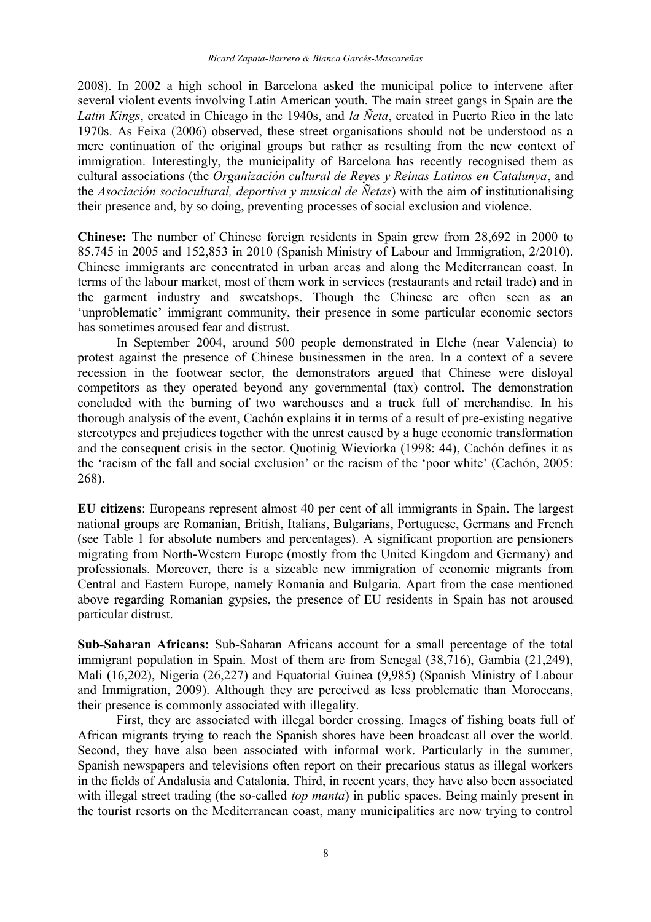2008). In 2002 a high school in Barcelona asked the municipal police to intervene after several violent events involving Latin American youth. The main street gangs in Spain are the *Latin Kings*, created in Chicago in the 1940s, and *la Ñeta*, created in Puerto Rico in the late 1970s. As Feixa (2006) observed, these street organisations should not be understood as a mere continuation of the original groups but rather as resulting from the new context of immigration. Interestingly, the municipality of Barcelona has recently recognised them as cultural associations (the *Organización cultural de Reyes y Reinas Latinos en Catalunya*, and the *Asociación sociocultural, deportiva y musical de Ñetas*) with the aim of institutionalising their presence and, by so doing, preventing processes of social exclusion and violence.

**Chinese:** The number of Chinese foreign residents in Spain grew from 28,692 in 2000 to 85.745 in 2005 and 152,853 in 2010 (Spanish Ministry of Labour and Immigration, 2/2010). Chinese immigrants are concentrated in urban areas and along the Mediterranean coast. In terms of the labour market, most of them work in services (restaurants and retail trade) and in the garment industry and sweatshops. Though the Chinese are often seen as an 'unproblematic' immigrant community, their presence in some particular economic sectors has sometimes aroused fear and distrust.

In September 2004, around 500 people demonstrated in Elche (near Valencia) to protest against the presence of Chinese businessmen in the area. In a context of a severe recession in the footwear sector, the demonstrators argued that Chinese were disloyal competitors as they operated beyond any governmental (tax) control. The demonstration concluded with the burning of two warehouses and a truck full of merchandise. In his thorough analysis of the event, Cachón explains it in terms of a result of pre-existing negative stereotypes and prejudices together with the unrest caused by a huge economic transformation and the consequent crisis in the sector. Quotinig Wieviorka (1998: 44), Cachón defines it as the 'racism of the fall and social exclusion' or the racism of the 'poor white' (Cachón, 2005: 268).

**EU citizens**: Europeans represent almost 40 per cent of all immigrants in Spain. The largest national groups are Romanian, British, Italians, Bulgarians, Portuguese, Germans and French (see Table 1 for absolute numbers and percentages). A significant proportion are pensioners migrating from North-Western Europe (mostly from the United Kingdom and Germany) and professionals. Moreover, there is a sizeable new immigration of economic migrants from Central and Eastern Europe, namely Romania and Bulgaria. Apart from the case mentioned above regarding Romanian gypsies, the presence of EU residents in Spain has not aroused particular distrust.

**Sub-Saharan Africans:** Sub-Saharan Africans account for a small percentage of the total immigrant population in Spain. Most of them are from Senegal (38,716), Gambia (21,249), Mali (16,202), Nigeria (26,227) and Equatorial Guinea (9,985) (Spanish Ministry of Labour and Immigration, 2009). Although they are perceived as less problematic than Moroccans, their presence is commonly associated with illegality.

First, they are associated with illegal border crossing. Images of fishing boats full of African migrants trying to reach the Spanish shores have been broadcast all over the world. Second, they have also been associated with informal work. Particularly in the summer, Spanish newspapers and televisions often report on their precarious status as illegal workers in the fields of Andalusia and Catalonia. Third, in recent years, they have also been associated with illegal street trading (the so-called *top manta*) in public spaces. Being mainly present in the tourist resorts on the Mediterranean coast, many municipalities are now trying to control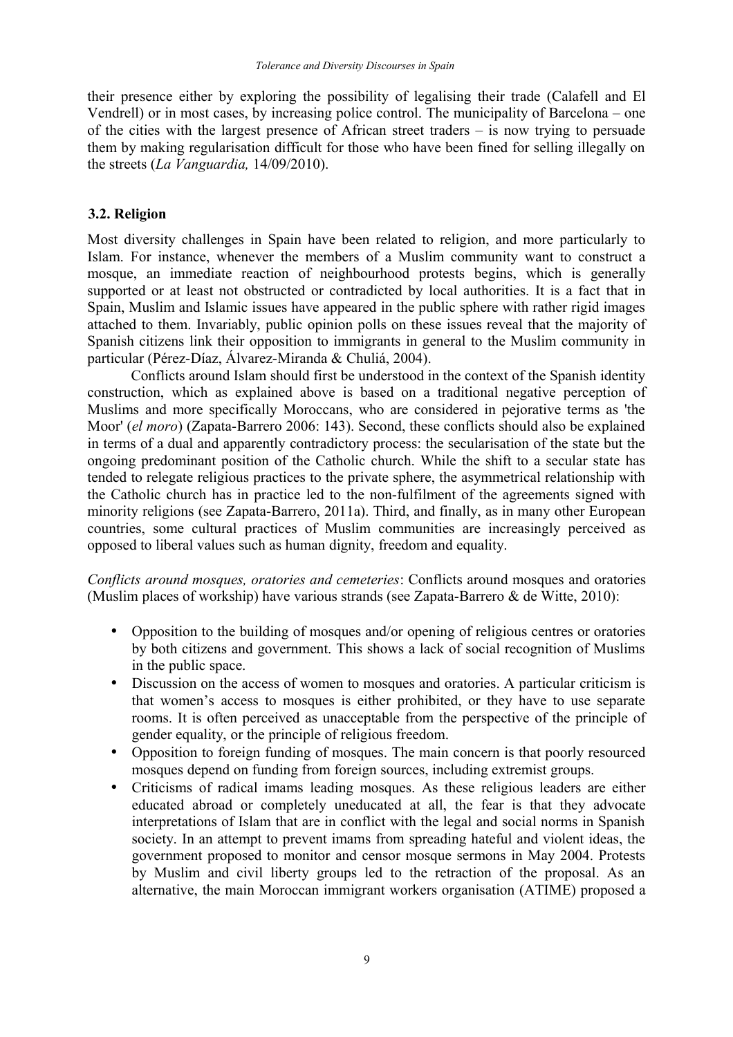their presence either by exploring the possibility of legalising their trade (Calafell and El Vendrell) or in most cases, by increasing police control. The municipality of Barcelona – one of the cities with the largest presence of African street traders – is now trying to persuade them by making regularisation difficult for those who have been fined for selling illegally on the streets (*La Vanguardia,* 14/09/2010).

### 3.2. Religion

Most diversity challenges in Spain have been related to religion, and more particularly to Islam. For instance, whenever the members of a Muslim community want to construct a mosque, an immediate reaction of neighbourhood protests begins, which is generally supported or at least not obstructed or contradicted by local authorities. It is a fact that in Spain, Muslim and Islamic issues have appeared in the public sphere with rather rigid images attached to them. Invariably, public opinion polls on these issues reveal that the majority of Spanish citizens link their opposition to immigrants in general to the Muslim community in particular (Pérez-Díaz, Álvarez-Miranda & Chuliá, 2004).

Conflicts around Islam should first be understood in the context of the Spanish identity construction, which as explained above is based on a traditional negative perception of Muslims and more specifically Moroccans, who are considered in pejorative terms as 'the Moor' (*el moro*) (Zapata-Barrero 2006: 143). Second, these conflicts should also be explained in terms of a dual and apparently contradictory process: the secularisation of the state but the ongoing predominant position of the Catholic church. While the shift to a secular state has tended to relegate religious practices to the private sphere, the asymmetrical relationship with the Catholic church has in practice led to the non-fulfilment of the agreements signed with minority religions (see Zapata-Barrero, 2011a). Third, and finally, as in many other European countries, some cultural practices of Muslim communities are increasingly perceived as opposed to liberal values such as human dignity, freedom and equality.

*Conflicts around mosques, oratories and cemeteries*: Conflicts around mosques and oratories (Muslim places of workship) have various strands (see Zapata-Barrero & de Witte, 2010):

- Opposition to the building of mosques and/or opening of religious centres or oratories by both citizens and government. This shows a lack of social recognition of Muslims in the public space.
- Discussion on the access of women to mosques and oratories. A particular criticism is that women's access to mosques is either prohibited, or they have to use separate rooms. It is often perceived as unacceptable from the perspective of the principle of gender equality, or the principle of religious freedom.
- Opposition to foreign funding of mosques. The main concern is that poorly resourced mosques depend on funding from foreign sources, including extremist groups.
- Criticisms of radical imams leading mosques. As these religious leaders are either educated abroad or completely uneducated at all, the fear is that they advocate interpretations of Islam that are in conflict with the legal and social norms in Spanish society. In an attempt to prevent imams from spreading hateful and violent ideas, the government proposed to monitor and censor mosque sermons in May 2004. Protests by Muslim and civil liberty groups led to the retraction of the proposal. As an alternative, the main Moroccan immigrant workers organisation (ATIME) proposed a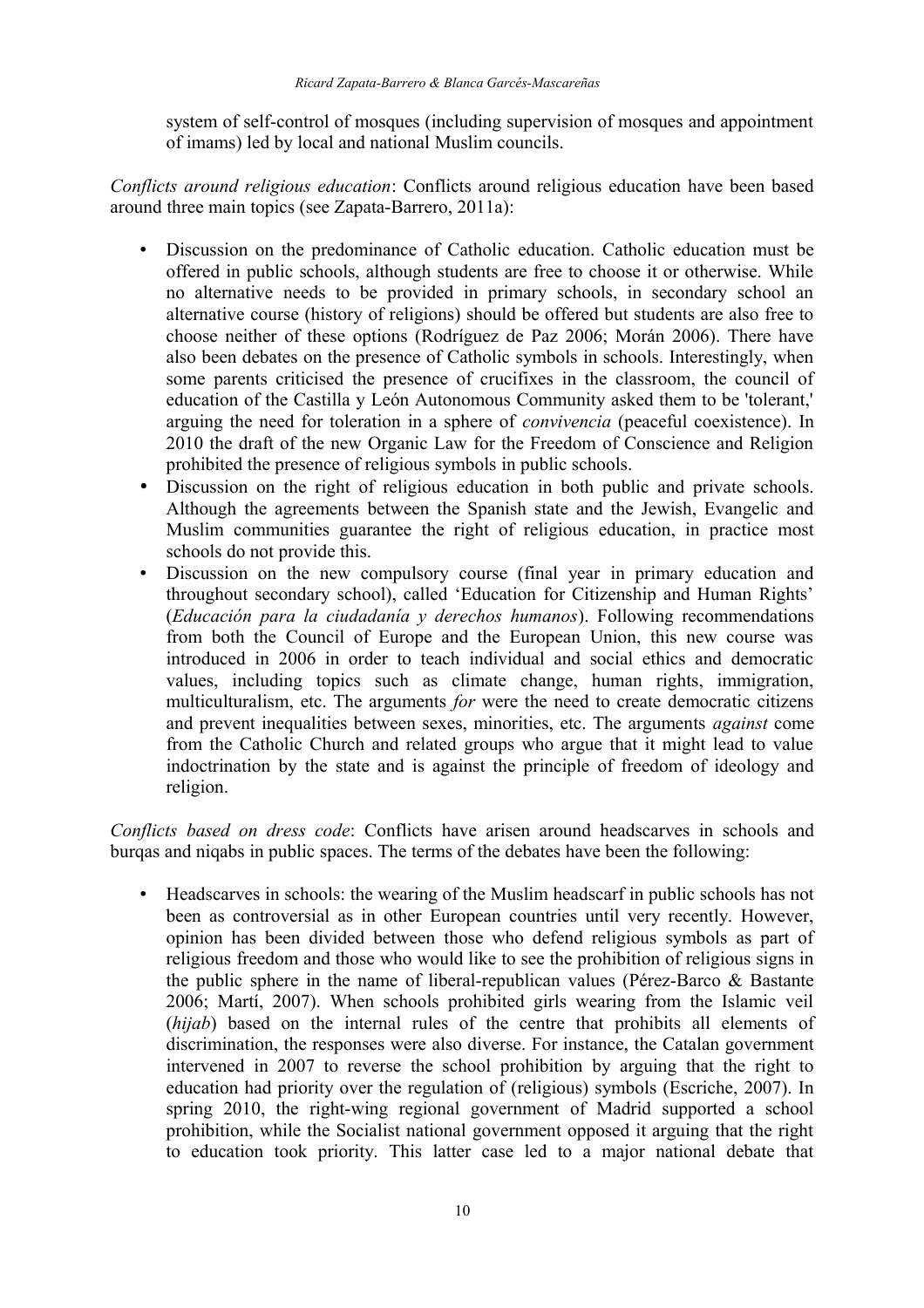system of self-control of mosques (including supervision of mosques and appointment of imams) led by local and national Muslim councils.

*Conflicts around religious education*: Conflicts around religious education have been based around three main topics (see Zapata-Barrero, 2011a):

- Discussion on the predominance of Catholic education. Catholic education must be offered in public schools, although students are free to choose it or otherwise. While no alternative needs to be provided in primary schools, in secondary school an alternative course (history of religions) should be offered but students are also free to choose neither of these options (Rodríguez de Paz 2006; Morán 2006). There have also been debates on the presence of Catholic symbols in schools. Interestingly, when some parents criticised the presence of crucifixes in the classroom, the council of education of the Castilla y León Autonomous Community asked them to be 'tolerant,' arguing the need for toleration in a sphere of *convivencia* (peaceful coexistence). In 2010 the draft of the new Organic Law for the Freedom of Conscience and Religion prohibited the presence of religious symbols in public schools.
- Discussion on the right of religious education in both public and private schools. Although the agreements between the Spanish state and the Jewish, Evangelic and Muslim communities guarantee the right of religious education, in practice most schools do not provide this.
- Discussion on the new compulsory course (final year in primary education and throughout secondary school), called 'Education for Citizenship and Human Rights' (*Educación para la ciudadanía y derechos humanos*). Following recommendations from both the Council of Europe and the European Union, this new course was introduced in 2006 in order to teach individual and social ethics and democratic values, including topics such as climate change, human rights, immigration, multiculturalism, etc. The arguments *for* were the need to create democratic citizens and prevent inequalities between sexes, minorities, etc. The arguments *against* come from the Catholic Church and related groups who argue that it might lead to value indoctrination by the state and is against the principle of freedom of ideology and religion.

*Conflicts based on dress code*: Conflicts have arisen around headscarves in schools and burqas and niqabs in public spaces. The terms of the debates have been the following:

- Headscarves in schools: the wearing of the Muslim headscarf in public schools has not been as controversial as in other European countries until very recently. However, opinion has been divided between those who defend religious symbols as part of religious freedom and those who would like to see the prohibition of religious signs in the public sphere in the name of liberal-republican values (Pérez-Barco & Bastante 2006; Martí, 2007). When schools prohibited girls wearing from the Islamic veil (*hijab*) based on the internal rules of the centre that prohibits all elements of discrimination, the responses were also diverse. For instance, the Catalan government intervened in 2007 to reverse the school prohibition by arguing that the right to education had priority over the regulation of (religious) symbols (Escriche, 2007). In spring 2010, the right-wing regional government of Madrid supported a school prohibition, while the Socialist national government opposed it arguing that the right to education took priority. This latter case led to a major national debate that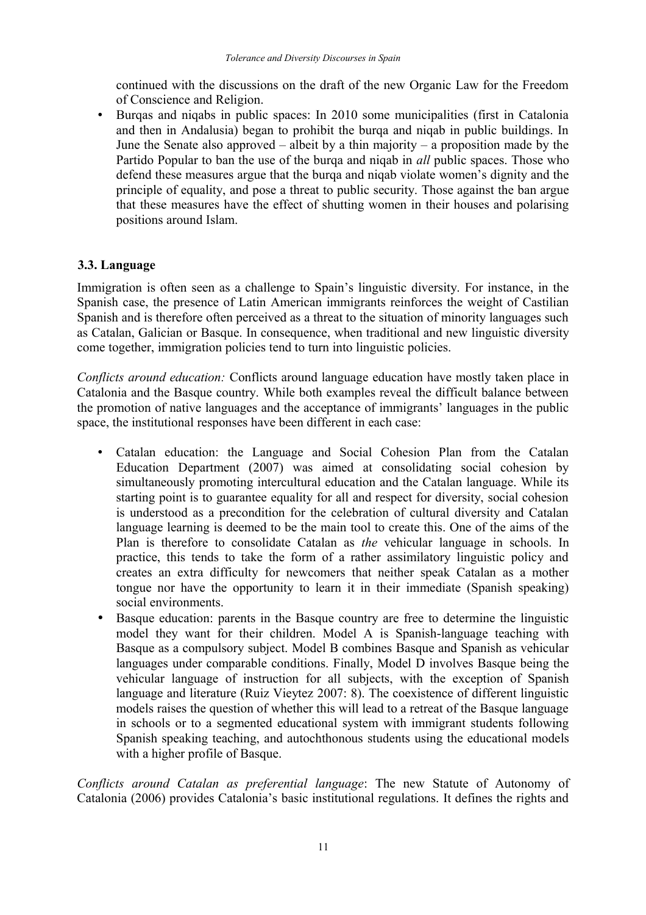continued with the discussions on the draft of the new Organic Law for the Freedom of Conscience and Religion.

- Burqas and niqabs in public spaces: In 2010 some municipalities (first in Catalonia and then in Andalusia) began to prohibit the burqa and niqab in public buildings. In June the Senate also approved – albeit by a thin majority – a proposition made by the Partido Popular to ban the use of the burqa and niqab in *all* public spaces. Those who defend these measures argue that the burqa and niqab violate women's dignity and the principle of equality, and pose a threat to public security. Those against the ban argue that these measures have the effect of shutting women in their houses and polarising positions around Islam.

### 3.3. Language

Immigration is often seen as a challenge to Spain's linguistic diversity. For instance, in the Spanish case, the presence of Latin American immigrants reinforces the weight of Castilian Spanish and is therefore often perceived as a threat to the situation of minority languages such as Catalan, Galician or Basque. In consequence, when traditional and new linguistic diversity come together, immigration policies tend to turn into linguistic policies.

*Conflicts around education:* Conflicts around language education have mostly taken place in Catalonia and the Basque country. While both examples reveal the difficult balance between the promotion of native languages and the acceptance of immigrants' languages in the public space, the institutional responses have been different in each case:

- Catalan education: the Language and Social Cohesion Plan from the Catalan Education Department (2007) was aimed at consolidating social cohesion by simultaneously promoting intercultural education and the Catalan language. While its starting point is to guarantee equality for all and respect for diversity, social cohesion is understood as a precondition for the celebration of cultural diversity and Catalan language learning is deemed to be the main tool to create this. One of the aims of the Plan is therefore to consolidate Catalan as *the* vehicular language in schools. In practice, this tends to take the form of a rather assimilatory linguistic policy and creates an extra difficulty for newcomers that neither speak Catalan as a mother tongue nor have the opportunity to learn it in their immediate (Spanish speaking) social environments.
- Basque education: parents in the Basque country are free to determine the linguistic model they want for their children. Model A is Spanish-language teaching with Basque as a compulsory subject. Model B combines Basque and Spanish as vehicular languages under comparable conditions. Finally, Model D involves Basque being the vehicular language of instruction for all subjects, with the exception of Spanish language and literature (Ruiz Vieytez 2007: 8). The coexistence of different linguistic models raises the question of whether this will lead to a retreat of the Basque language in schools or to a segmented educational system with immigrant students following Spanish speaking teaching, and autochthonous students using the educational models with a higher profile of Basque.

*Conflicts around Catalan as preferential language*: The new Statute of Autonomy of Catalonia (2006) provides Catalonia's basic institutional regulations. It defines the rights and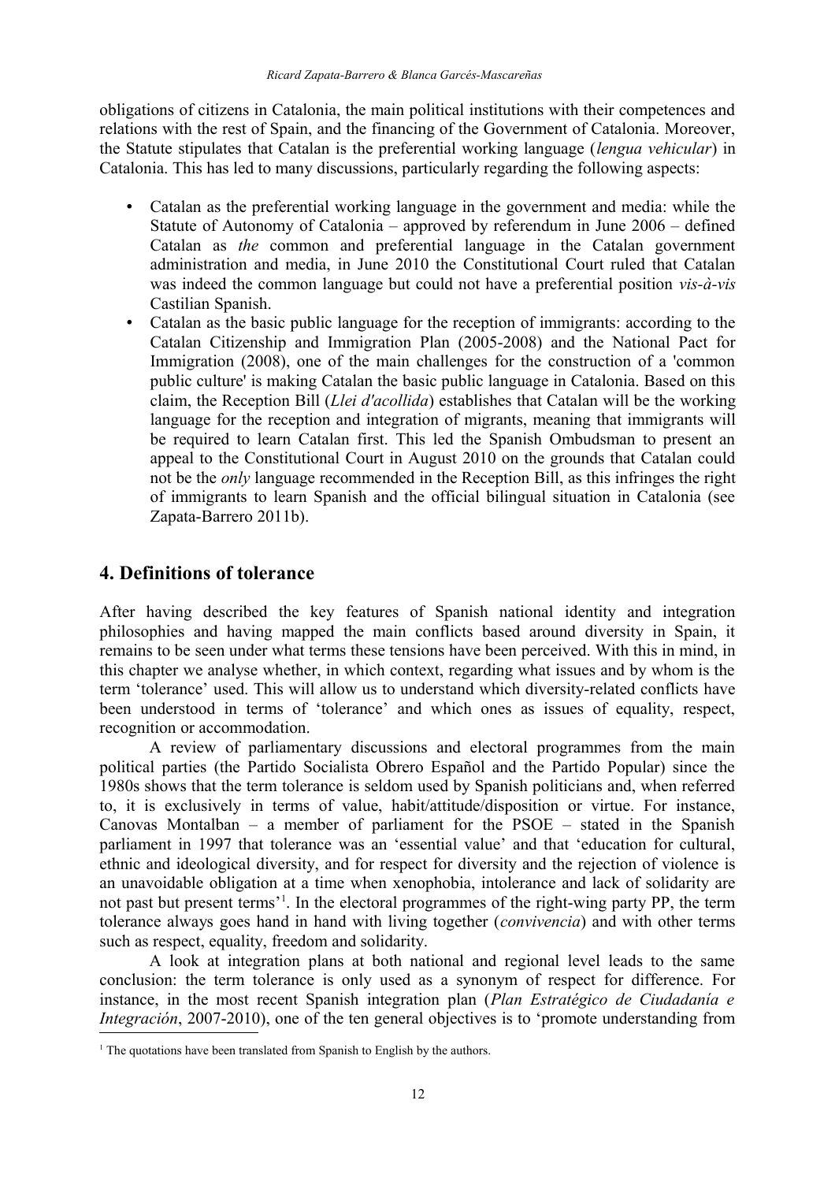obligations of citizens in Catalonia, the main political institutions with their competences and relations with the rest of Spain, and the financing of the Government of Catalonia. Moreover, the Statute stipulates that Catalan is the preferential working language (*lengua vehicular*) in Catalonia. This has led to many discussions, particularly regarding the following aspects:

- Catalan as the preferential working language in the government and media: while the Statute of Autonomy of Catalonia – approved by referendum in June 2006 – defined Catalan as *the* common and preferential language in the Catalan government administration and media, in June 2010 the Constitutional Court ruled that Catalan was indeed the common language but could not have a preferential position *vis-à-vis* Castilian Spanish.
- Catalan as the basic public language for the reception of immigrants: according to the Catalan Citizenship and Immigration Plan (2005-2008) and the National Pact for Immigration (2008), one of the main challenges for the construction of a 'common public culture' is making Catalan the basic public language in Catalonia. Based on this claim, the Reception Bill (*Llei d'acollida*) establishes that Catalan will be the working language for the reception and integration of migrants, meaning that immigrants will be required to learn Catalan first. This led the Spanish Ombudsman to present an appeal to the Constitutional Court in August 2010 on the grounds that Catalan could not be the *only* language recommended in the Reception Bill, as this infringes the right of immigrants to learn Spanish and the official bilingual situation in Catalonia (see Zapata-Barrero 2011b).

## 4. Definitions of tolerance

After having described the key features of Spanish national identity and integration philosophies and having mapped the main conflicts based around diversity in Spain, it remains to be seen under what terms these tensions have been perceived. With this in mind, in this chapter we analyse whether, in which context, regarding what issues and by whom is the term 'tolerance' used. This will allow us to understand which diversity-related conflicts have been understood in terms of 'tolerance' and which ones as issues of equality, respect, recognition or accommodation.

A review of parliamentary discussions and electoral programmes from the main political parties (the Partido Socialista Obrero Español and the Partido Popular) since the 1980s shows that the term tolerance is seldom used by Spanish politicians and, when referred to, it is exclusively in terms of value, habit/attitude/disposition or virtue. For instance, Canovas Montalban – a member of parliament for the PSOE – stated in the Spanish parliament in 1997 that tolerance was an 'essential value' and that 'education for cultural, ethnic and ideological diversity, and for respect for diversity and the rejection of violence is an unavoidable obligation at a time when xenophobia, intolerance and lack of solidarity are not past but present terms'[1]. In the electoral programmes of the right-wing party PP, the term tolerance always goes hand in hand with living together (*convivencia*) and with other terms such as respect, equality, freedom and solidarity.

A look at integration plans at both national and regional level leads to the same conclusion: the term tolerance is only used as a synonym of respect for difference. For instance, in the most recent Spanish integration plan (*Plan Estratégico de Ciudadanía e Integración*, 2007-2010), one of the ten general objectives is to 'promote understanding from

[1] The quotations have been translated from Spanish to English by the authors.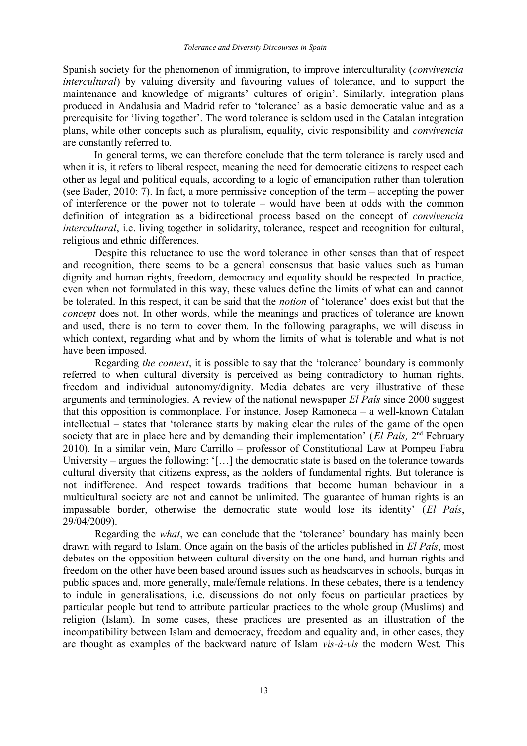Spanish society for the phenomenon of immigration, to improve interculturality (*convivencia intercultural*) by valuing diversity and favouring values of tolerance, and to support the maintenance and knowledge of migrants' cultures of origin'. Similarly, integration plans produced in Andalusia and Madrid refer to 'tolerance' as a basic democratic value and as a prerequisite for 'living together'. The word tolerance is seldom used in the Catalan integration plans, while other concepts such as pluralism, equality, civic responsibility and *convivencia* are constantly referred to.

In general terms, we can therefore conclude that the term tolerance is rarely used and when it is, it refers to liberal respect, meaning the need for democratic citizens to respect each other as legal and political equals, according to a logic of emancipation rather than toleration (see Bader, 2010: 7). In fact, a more permissive conception of the term – accepting the power of interference or the power not to tolerate – would have been at odds with the common definition of integration as a bidirectional process based on the concept of *convivencia intercultural*, i.e. living together in solidarity, tolerance, respect and recognition for cultural, religious and ethnic differences.

Despite this reluctance to use the word tolerance in other senses than that of respect and recognition, there seems to be a general consensus that basic values such as human dignity and human rights, freedom, democracy and equality should be respected. In practice, even when not formulated in this way, these values define the limits of what can and cannot be tolerated. In this respect, it can be said that the *notion* of 'tolerance' does exist but that the *concept* does not. In other words, while the meanings and practices of tolerance are known and used, there is no term to cover them. In the following paragraphs, we will discuss in which context, regarding what and by whom the limits of what is tolerable and what is not have been imposed.

Regarding *the context*, it is possible to say that the 'tolerance' boundary is commonly referred to when cultural diversity is perceived as being contradictory to human rights, freedom and individual autonomy/dignity. Media debates are very illustrative of these arguments and terminologies. A review of the national newspaper *El País* since 2000 suggest that this opposition is commonplace. For instance, Josep Ramoneda – a well-known Catalan intellectual – states that 'tolerance starts by making clear the rules of the game of the open society that are in place here and by demanding their implementation' (*El País,* 2nd February 2010). In a similar vein, Marc Carrillo – professor of Constitutional Law at Pompeu Fabra University – argues the following: '[…] the democratic state is based on the tolerance towards cultural diversity that citizens express, as the holders of fundamental rights. But tolerance is not indifference. And respect towards traditions that become human behaviour in a multicultural society are not and cannot be unlimited. The guarantee of human rights is an impassable border, otherwise the democratic state would lose its identity' (*El País*, 29/04/2009).

Regarding the *what*, we can conclude that the 'tolerance' boundary has mainly been drawn with regard to Islam. Once again on the basis of the articles published in *El País*, most debates on the opposition between cultural diversity on the one hand, and human rights and freedom on the other have been based around issues such as headscarves in schools, burqas in public spaces and, more generally, male/female relations. In these debates, there is a tendency to indule in generalisations, i.e. discussions do not only focus on particular practices by particular people but tend to attribute particular practices to the whole group (Muslims) and religion (Islam). In some cases, these practices are presented as an illustration of the incompatibility between Islam and democracy, freedom and equality and, in other cases, they are thought as examples of the backward nature of Islam *vis-à-vis* the modern West. This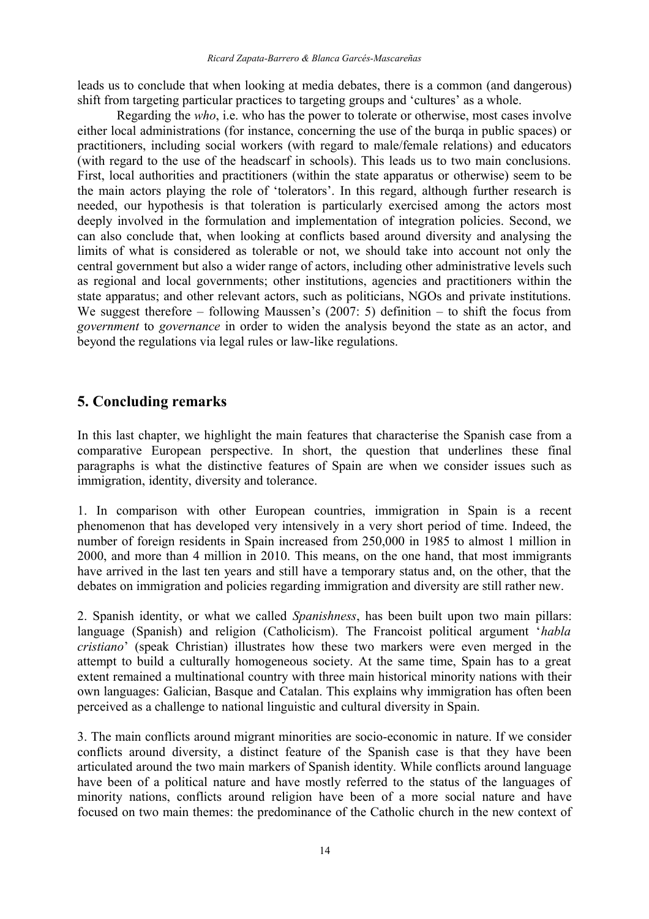leads us to conclude that when looking at media debates, there is a common (and dangerous) shift from targeting particular practices to targeting groups and 'cultures' as a whole.

Regarding the *who*, i.e. who has the power to tolerate or otherwise, most cases involve either local administrations (for instance, concerning the use of the burqa in public spaces) or practitioners, including social workers (with regard to male/female relations) and educators (with regard to the use of the headscarf in schools). This leads us to two main conclusions. First, local authorities and practitioners (within the state apparatus or otherwise) seem to be the main actors playing the role of 'tolerators'. In this regard, although further research is needed, our hypothesis is that toleration is particularly exercised among the actors most deeply involved in the formulation and implementation of integration policies. Second, we can also conclude that, when looking at conflicts based around diversity and analysing the limits of what is considered as tolerable or not, we should take into account not only the central government but also a wider range of actors, including other administrative levels such as regional and local governments; other institutions, agencies and practitioners within the state apparatus; and other relevant actors, such as politicians, NGOs and private institutions. We suggest therefore – following Maussen's (2007: 5) definition – to shift the focus from *government* to *governance* in order to widen the analysis beyond the state as an actor, and beyond the regulations via legal rules or law-like regulations.

## 5. Concluding remarks

In this last chapter, we highlight the main features that characterise the Spanish case from a comparative European perspective. In short, the question that underlines these final paragraphs is what the distinctive features of Spain are when we consider issues such as immigration, identity, diversity and tolerance.

1. In comparison with other European countries, immigration in Spain is a recent phenomenon that has developed very intensively in a very short period of time. Indeed, the number of foreign residents in Spain increased from 250,000 in 1985 to almost 1 million in 2000, and more than 4 million in 2010. This means, on the one hand, that most immigrants have arrived in the last ten years and still have a temporary status and, on the other, that the debates on immigration and policies regarding immigration and diversity are still rather new.

2. Spanish identity, or what we called *Spanishness*, has been built upon two main pillars: language (Spanish) and religion (Catholicism). The Francoist political argument '*habla cristiano*' (speak Christian) illustrates how these two markers were even merged in the attempt to build a culturally homogeneous society. At the same time, Spain has to a great extent remained a multinational country with three main historical minority nations with their own languages: Galician, Basque and Catalan. This explains why immigration has often been perceived as a challenge to national linguistic and cultural diversity in Spain.

3. The main conflicts around migrant minorities are socio-economic in nature. If we consider conflicts around diversity, a distinct feature of the Spanish case is that they have been articulated around the two main markers of Spanish identity. While conflicts around language have been of a political nature and have mostly referred to the status of the languages of minority nations, conflicts around religion have been of a more social nature and have focused on two main themes: the predominance of the Catholic church in the new context of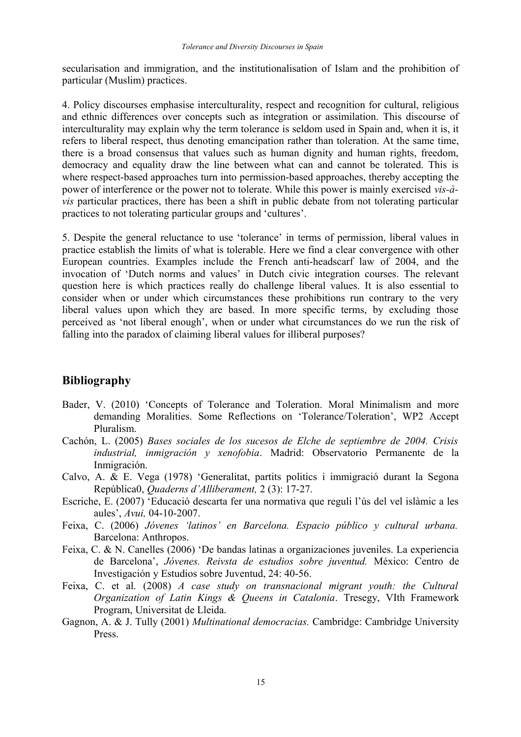secularisation and immigration, and the institutionalisation of Islam and the prohibition of particular (Muslim) practices.

4. Policy discourses emphasise interculturality, respect and recognition for cultural, religious and ethnic differences over concepts such as integration or assimilation. This discourse of interculturality may explain why the term tolerance is seldom used in Spain and, when it is, it refers to liberal respect, thus denoting emancipation rather than toleration. At the same time, there is a broad consensus that values such as human dignity and human rights, freedom, democracy and equality draw the line between what can and cannot be tolerated. This is where respect-based approaches turn into permission-based approaches, thereby accepting the power of interference or the power not to tolerate. While this power is mainly exercised *vis-à-vis* particular practices, there has been a shift in public debate from not tolerating particular practices to not tolerating particular groups and 'cultures'.

5. Despite the general reluctance to use 'tolerance' in terms of permission, liberal values in practice establish the limits of what is tolerable. Here we find a clear convergence with other European countries. Examples include the French anti-headscarf law of 2004, and the invocation of 'Dutch norms and values' in Dutch civic integration courses. The relevant question here is which practices really do challenge liberal values. It is also essential to consider when or under which circumstances these prohibitions run contrary to the very liberal values upon which they are based. In more specific terms, by excluding those perceived as 'not liberal enough', when or under what circumstances do we run the risk of falling into the paradox of claiming liberal values for illiberal purposes?

## Bibliography

Bader, V. (2010) 'Concepts of Tolerance and Toleration. Moral Minimalism and more demanding Moralities. Some Reflections on 'Tolerance/Toleration', WP2 Accept Pluralism.

Cachón, L. (2005) *Bases sociales de los sucesos de Elche de septiembre de 2004. Crisis industrial, inmigración y xenofobia*. Madrid: Observatorio Permanente de la Inmigración.

Calvo, A. & E. Vega (1978) 'Generalitat, partits politics i immigració durant la Segona República0, *Quaderns d'Alliberament,* 2 (3): 17-27.

Escriche, E. (2007) 'Educació descarta fer una normativa que reguli l'ús del vel islàmic a les aules', *Avui,* 04-10-2007.

Feixa, C. (2006) *Jóvenes 'latinos' en Barcelona. Espacio público y cultural urbana.* Barcelona: Anthropos.

Feixa, C. & N. Canelles (2006) 'De bandas latinas a organizaciones juveniles. La experiencia de Barcelona', *Jóvenes. Reivsta de estudios sobre juventud.* México: Centro de Investigación y Estudios sobre Juventud, 24: 40-56.

Feixa, C. et al. (2008) *A case study on transnacional migrant youth: the Cultural Organization of Latin Kings & Queens in Catalonia*. Tresegy, VIth Framework Program, Universitat de Lleida.

Gagnon, A. & J. Tully (2001) *Multinational democracias.* Cambridge: Cambridge University Press.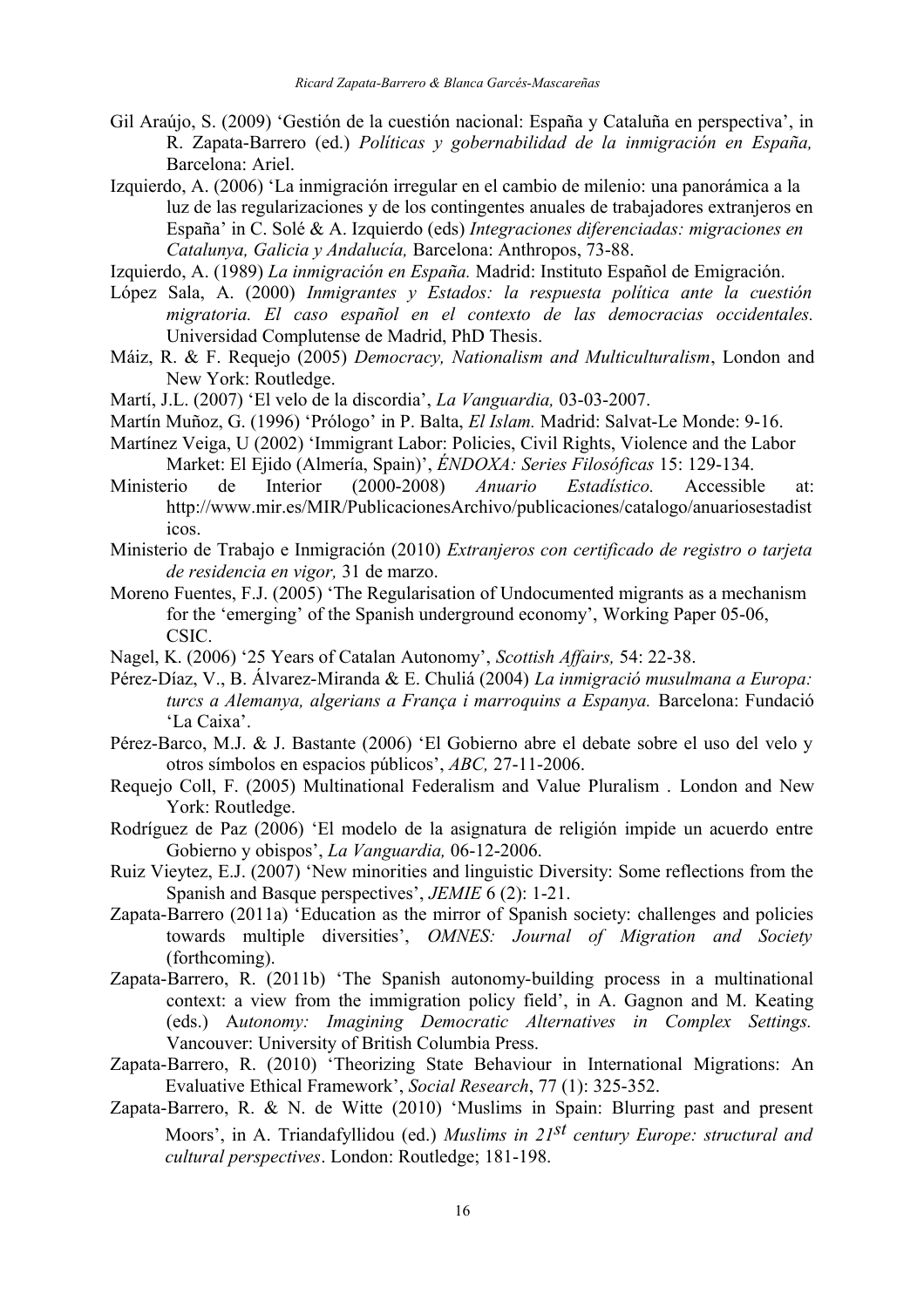Gil Araújo, S. (2009) 'Gestión de la cuestión nacional: España y Cataluña en perspectiva', in R. Zapata-Barrero (ed.) *Políticas y gobernabilidad de la inmigración en España,* Barcelona: Ariel.

Izquierdo, A. (2006) 'La inmigración irregular en el cambio de milenio: una panorámica a la luz de las regularizaciones y de los contingentes anuales de trabajadores extranjeros en España' in C. Solé & A. Izquierdo (eds) *Integraciones diferenciadas: migraciones en Catalunya, Galicia y Andalucía,* Barcelona: Anthropos, 73-88.

Izquierdo, A. (1989) *La inmigración en España.* Madrid: Instituto Español de Emigración.

López Sala, A. (2000) *Inmigrantes y Estados: la respuesta política ante la cuestión migratoria. El caso español en el contexto de las democracias occidentales.* Universidad Complutense de Madrid, PhD Thesis.

Máiz, R. & F. Requejo (2005) *Democracy, Nationalism and Multiculturalism*, London and New York: Routledge.

Martí, J.L. (2007) 'El velo de la discordia', *La Vanguardia,* 03-03-2007.

Martín Muñoz, G. (1996) 'Prólogo' in P. Balta, *El Islam.* Madrid: Salvat-Le Monde: 9-16.

Martínez Veiga, U (2002) 'Immigrant Labor: Policies, Civil Rights, Violence and the Labor Market: El Ejido (Almería, Spain)', *ÉNDOXA: Series Filosóficas* 15: 129-134.

Ministerio de Interior (2000-2008) *Anuario Estadístico.* Accessible at: http://www.mir.es/MIR/PublicacionesArchivo/publicaciones/catalogo/anuariosestadisticos.

Ministerio de Trabajo e Inmigración (2010) *Extranjeros con certificado de registro o tarjeta de residencia en vigor,* 31 de marzo.

Moreno Fuentes, F.J. (2005) 'The Regularisation of Undocumented migrants as a mechanism for the 'emerging' of the Spanish underground economy', Working Paper 05-06, CSIC.

Nagel, K. (2006) '25 Years of Catalan Autonomy', *Scottish Affairs,* 54: 22-38.

Pérez-Díaz, V., B. Álvarez-Miranda & E. Chuliá (2004) *La inmigració musulmana a Europa: turcs a Alemanya, algerians a França i marroquins a Espanya.* Barcelona: Fundació 'La Caixa'.

Pérez-Barco, M.J. & J. Bastante (2006) 'El Gobierno abre el debate sobre el uso del velo y otros símbolos en espacios públicos', *ABC,* 27-11-2006.

Requejo Coll, F. (2005) Multinational Federalism and Value Pluralism . London and New York: Routledge.

Rodríguez de Paz (2006) 'El modelo de la asignatura de religión impide un acuerdo entre Gobierno y obispos', *La Vanguardia,* 06-12-2006.

Ruiz Vieytez, E.J. (2007) 'New minorities and linguistic Diversity: Some reflections from the Spanish and Basque perspectives', *JEMIE* 6 (2): 1-21.

Zapata-Barrero (2011a) 'Education as the mirror of Spanish society: challenges and policies towards multiple diversities', *OMNES: Journal of Migration and Society* (forthcoming).

Zapata-Barrero, R. (2011b) 'The Spanish autonomy-building process in a multinational context: a view from the immigration policy field', in A. Gagnon and M. Keating (eds.) A*utonomy: Imagining Democratic Alternatives in Complex Settings.* Vancouver: University of British Columbia Press.

Zapata-Barrero, R. (2010) 'Theorizing State Behaviour in International Migrations: An Evaluative Ethical Framework', *Social Research*, 77 (1): 325-352.

Zapata-Barrero, R. & N. de Witte (2010) 'Muslims in Spain: Blurring past and present Moors', in A. Triandafyllidou (ed.) *Muslims in 21st century Europe: structural and cultural perspectives*. London: Routledge; 181-198.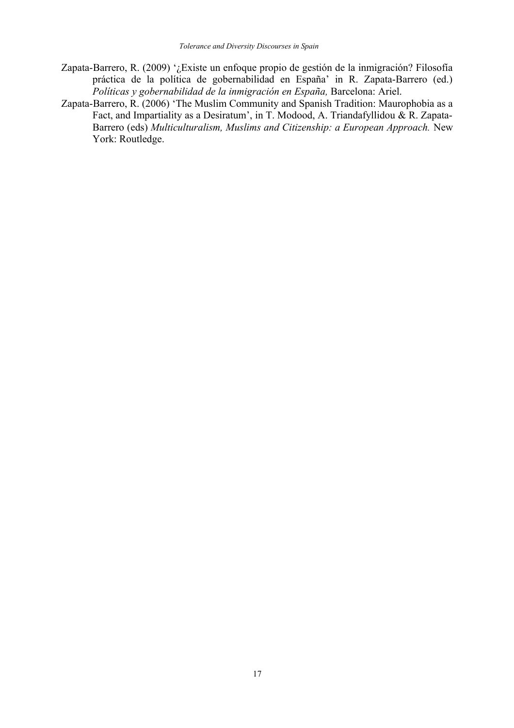Zapata-Barrero, R. (2009) '¿Existe un enfoque propio de gestión de la inmigración? Filosofía práctica de la política de gobernabilidad en España' in R. Zapata-Barrero (ed.) *Políticas y gobernabilidad de la inmigración en España,* Barcelona: Ariel.

Zapata-Barrero, R. (2006) 'The Muslim Community and Spanish Tradition: Maurophobia as a Fact, and Impartiality as a Desiratum', in T. Modood, A. Triandafyllidou & R. Zapata-Barrero (eds) *Multiculturalism, Muslims and Citizenship: a European Approach.* New York: Routledge.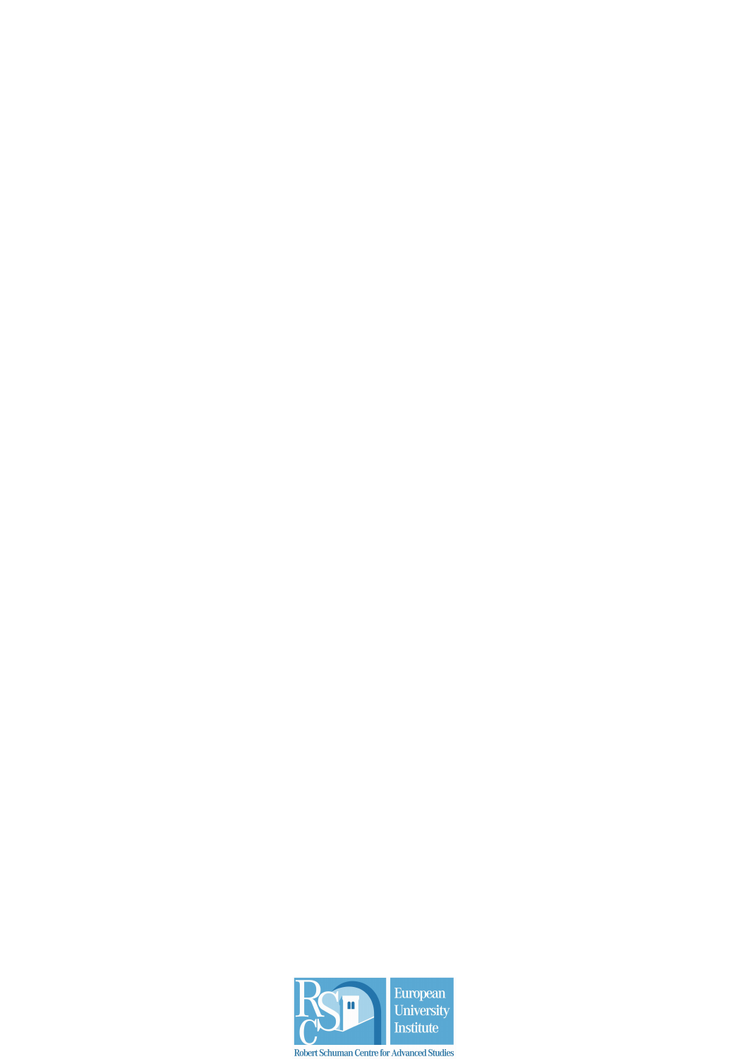European University Institute

Robert Schuman Centre for Advanced Studies